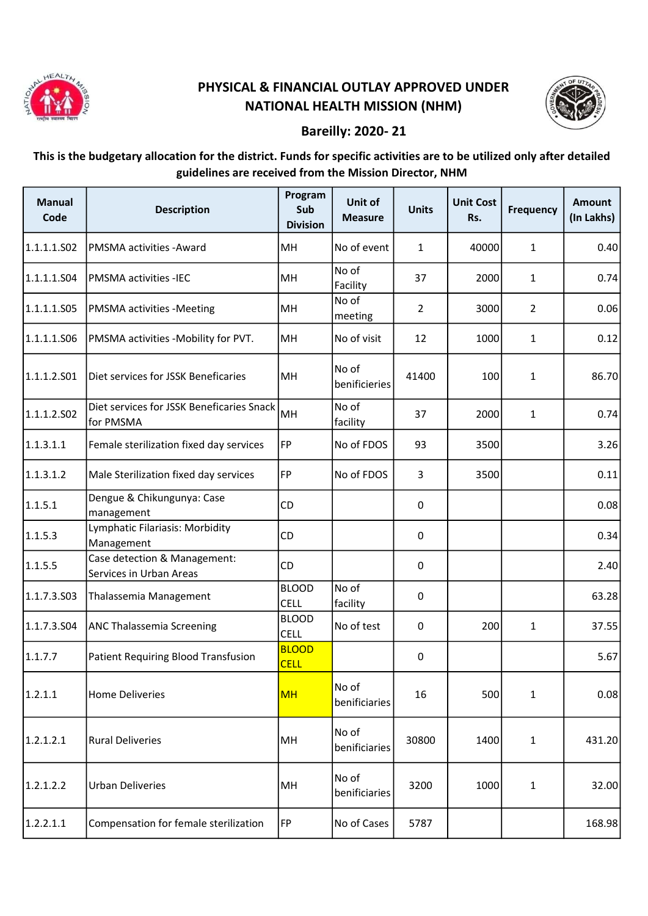# PHYSICAL & FINANCIAL OUTLAY APPROVED UNDER NATIONAL HEALTH MISSION (NHM)

## Bareilly: 2020- 21

**This is the budgetary allocation for the district. Funds for specific activities are to be utilized only after detailed guidelines are received from the Mission Director, NHM**

| Manual Code | Description | Program Sub Division | Unit of Measure | Units | Unit Cost Rs. | Frequency | Amount (In Lakhs) |
|---|---|---|---|---|---|---|---|
| 1.1.1.1.S02 | PMSMA activities -Award | MH | No of event | 1 | 40000 | 1 | 0.40 |
| 1.1.1.1.S04 | PMSMA activities -IEC | MH | No of Facility | 37 | 2000 | 1 | 0.74 |
| 1.1.1.1.S05 | PMSMA activities -Meeting | MH | No of meeting | 2 | 3000 | 2 | 0.06 |
| 1.1.1.1.S06 | PMSMA activities -Mobility for PVT. | MH | No of visit | 12 | 1000 | 1 | 0.12 |
| 1.1.1.2.S01 | Diet services for JSSK Beneficaries | MH | No of benificieries | 41400 | 100 | 1 | 86.70 |
| 1.1.1.2.S02 | Diet services for JSSK Beneficaries Snack for PMSMA | MH | No of facility | 37 | 2000 | 1 | 0.74 |
| 1.1.3.1.1 | Female sterilization fixed day services | FP | No of FDOS | 93 | 3500 | | 3.26 |
| 1.1.3.1.2 | Male Sterilization fixed day services | FP | No of FDOS | 3 | 3500 | | 0.11 |
| 1.1.5.1 | Dengue & Chikungunya: Case management | CD | | 0 | | | 0.08 |
| 1.1.5.3 | Lymphatic Filariasis: Morbidity Management | CD | | 0 | | | 0.34 |
| 1.1.5.5 | Case detection & Management: Services in Urban Areas | CD | | 0 | | | 2.40 |
| 1.1.7.3.S03 | Thalassemia Management | BLOOD CELL | No of facility | 0 | | | 63.28 |
| 1.1.7.3.S04 | ANC Thalassemia Screening | BLOOD CELL | No of test | 0 | 200 | 1 | 37.55 |
| 1.1.7.7 | Patient Requiring Blood Transfusion | BLOOD CELL | | 0 | | | 5.67 |
| 1.2.1.1 | Home Deliveries | MH | No of beneficiaries | 16 | 500 | 1 | 0.08 |
| 1.2.1.2.1 | Rural Deliveries | MH | No of benificiaries | 30800 | 1400 | 1 | 431.20 |
| 1.2.1.2.2 | Urban Deliveries | MH | No of benificiaries | 3200 | 1000 | 1 | 32.00 |
| 1.2.2.1.1 | Compensation for female sterilization | FP | No of Cases | 5787 | | | 168.98 |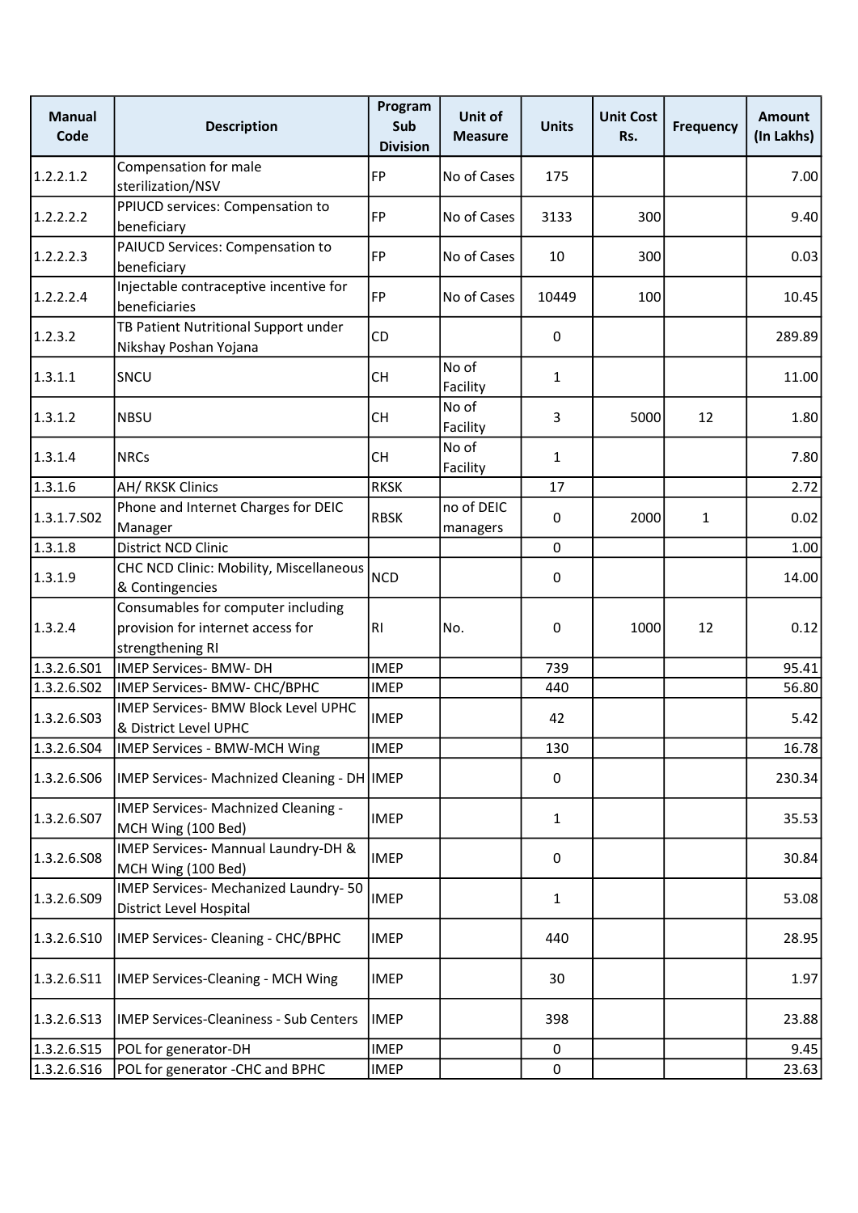| Manual Code | Description | Program Sub Division | Unit of Measure | Units | Unit Cost Rs. | Frequency | Amount (In Lakhs) |
|---|---|---|---|---|---|---|---|
| 1.2.2.1.2 | Compensation for male sterilization/NSV | FP | No of Cases | 175 | | | 7.00 |
| 1.2.2.2.2 | PPIUCD services: Compensation to beneficiary | FP | No of Cases | 3133 | 300 | | 9.40 |
| 1.2.2.2.3 | PAIUCD Services: Compensation to beneficiary | FP | No of Cases | 10 | 300 | | 0.03 |
| 1.2.2.2.4 | Injectable contraceptive incentive for beneficiaries | FP | No of Cases | 10449 | 100 | | 10.45 |
| 1.2.3.2 | TB Patient Nutritional Support under Nikshay Poshan Yojana | CD | | 0 | | | 289.89 |
| 1.3.1.1 | SNCU | CH | No of Facility | 1 | | | 11.00 |
| 1.3.1.2 | NBSU | CH | No of Facility | 3 | 5000 | 12 | 1.80 |
| 1.3.1.4 | NRCs | CH | No of Facility | 1 | | | 7.80 |
| 1.3.1.6 | AH/ RKSK Clinics | RKSK | | 17 | | | 2.72 |
| 1.3.1.7.S02 | Phone and Internet Charges for DEIC Manager | RBSK | no of DEIC managers | 0 | 2000 | 1 | 0.02 |
| 1.3.1.8 | District NCD Clinic | | | 0 | | | 1.00 |
| 1.3.1.9 | CHC NCD Clinic: Mobility, Miscellaneous & Contingencies | NCD | | 0 | | | 14.00 |
| 1.3.2.4 | Consumables for computer including provision for internet access for strengthening RI | RI | No. | 0 | 1000 | 12 | 0.12 |
| 1.3.2.6.S01 | IMEP Services- BMW- DH | IMEP | | 739 | | | 95.41 |
| 1.3.2.6.S02 | IMEP Services- BMW- CHC/BPHC | IMEP | | 440 | | | 56.80 |
| 1.3.2.6.S03 | IMEP Services- BMW Block Level UPHC & District Level UPHC | IMEP | | 42 | | | 5.42 |
| 1.3.2.6.S04 | IMEP Services - BMW-MCH Wing | IMEP | | 130 | | | 16.78 |
| 1.3.2.6.S06 | IMEP Services- Machnized Cleaning - DH | IMEP | | 0 | | | 230.34 |
| 1.3.2.6.S07 | IMEP Services- Machnized Cleaning - MCH Wing (100 Bed) | IMEP | | 1 | | | 35.53 |
| 1.3.2.6.S08 | IMEP Services- Mannual Laundry-DH & MCH Wing (100 Bed) | IMEP | | 0 | | | 30.84 |
| 1.3.2.6.S09 | IMEP Services- Mechanized Laundry- 50 District Level Hospital | IMEP | | 1 | | | 53.08 |
| 1.3.2.6.S10 | IMEP Services- Cleaning - CHC/BPHC | IMEP | | 440 | | | 28.95 |
| 1.3.2.6.S11 | IMEP Services-Cleaning - MCH Wing | IMEP | | 30 | | | 1.97 |
| 1.3.2.6.S13 | IMEP Services-Cleaniness - Sub Centers | IMEP | | 398 | | | 23.88 |
| 1.3.2.6.S15 | POL for generator-DH | IMEP | | 0 | | | 9.45 |
| 1.3.2.6.S16 | POL for generator -CHC and BPHC | IMEP | | 0 | | | 23.63 |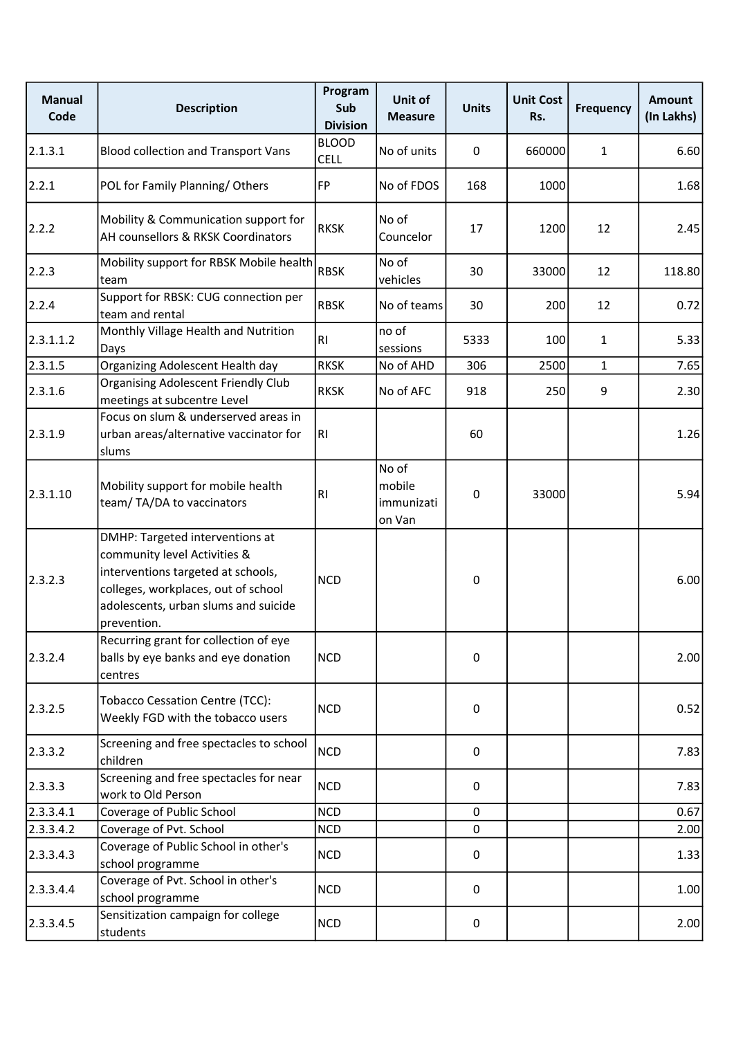| Manual Code | Description | Program Sub Division | Unit of Measure | Units | Unit Cost Rs. | Frequency | Amount (In Lakhs) |
|---|---|---|---|---|---|---|---|
| 2.1.3.1 | Blood collection and Transport Vans | BLOOD CELL | No of units | 0 | 660000 | 1 | 6.60 |
| 2.2.1 | POL for Family Planning/ Others | FP | No of FDOS | 168 | 1000 | | 1.68 |
| 2.2.2 | Mobility & Communication support for AH counsellors & RKSK Coordinators | RKSK | No of Councelor | 17 | 1200 | 12 | 2.45 |
| 2.2.3 | Mobility support for RBSK Mobile health team | RBSK | No of vehicles | 30 | 33000 | 12 | 118.80 |
| 2.2.4 | Support for RBSK: CUG connection per team and rental | RBSK | No of teams | 30 | 200 | 12 | 0.72 |
| 2.3.1.1.2 | Monthly Village Health and Nutrition Days | RI | no of sessions | 5333 | 100 | 1 | 5.33 |
| 2.3.1.5 | Organizing Adolescent Health day | RKSK | No of AHD | 306 | 2500 | 1 | 7.65 |
| 2.3.1.6 | Organising Adolescent Friendly Club meetings at subcentre Level | RKSK | No of AFC | 918 | 250 | 9 | 2.30 |
| 2.3.1.9 | Focus on slum & underserved areas in urban areas/alternative vaccinator for slums | RI | | 60 | | | 1.26 |
| 2.3.1.10 | Mobility support for mobile health team/ TA/DA to vaccinators | RI | No of mobile immunization Van | 0 | 33000 | | 5.94 |
| 2.3.2.3 | DMHP: Targeted interventions at community level Activities & interventions targeted at schools, colleges, workplaces, out of school adolescents, urban slums and suicide prevention. | NCD | | 0 | | | 6.00 |
| 2.3.2.4 | Recurring grant for collection of eye balls by eye banks and eye donation centres | NCD | | 0 | | | 2.00 |
| 2.3.2.5 | Tobacco Cessation Centre (TCC): Weekly FGD with the tobacco users | NCD | | 0 | | | 0.52 |
| 2.3.3.2 | Screening and free spectacles to school children | NCD | | 0 | | | 7.83 |
| 2.3.3.3 | Screening and free spectacles for near work to Old Person | NCD | | 0 | | | 7.83 |
| 2.3.3.4.1 | Coverage of Public School | NCD | | 0 | | | 0.67 |
| 2.3.3.4.2 | Coverage of Pvt. School | NCD | | 0 | | | 2.00 |
| 2.3.3.4.3 | Coverage of Public School in other's school programme | NCD | | 0 | | | 1.33 |
| 2.3.3.4.4 | Coverage of Pvt. School in other's school programme | NCD | | 0 | | | 1.00 |
| 2.3.3.4.5 | Sensitization campaign for college students | NCD | | 0 | | | 2.00 |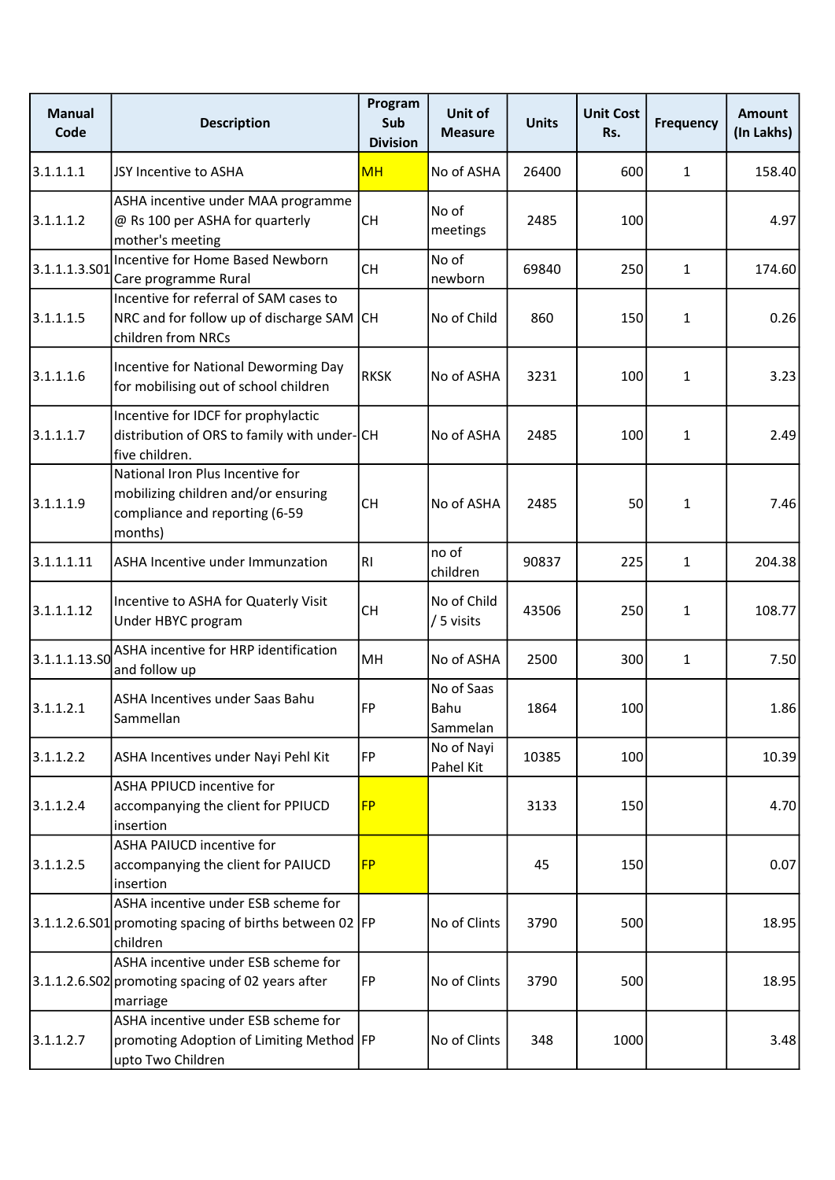| Manual Code | Description | Program Sub Division | Unit of Measure | Units | Unit Cost Rs. | Frequency | Amount (In Lakhs) |
|---|---|---|---|---|---|---|---|
| 3.1.1.1.1 | JSY Incentive to ASHA | MH | No of ASHA | 26400 | 600 | 1 | 158.40 |
| 3.1.1.1.2 | ASHA incentive under MAA programme @ Rs 100 per ASHA for quarterly mother's meeting | CH | No of meetings | 2485 | 100 | | 4.97 |
| 3.1.1.1.3.S01 | Incentive for Home Based Newborn Care programme Rural | CH | No of newborn | 69840 | 250 | 1 | 174.60 |
| 3.1.1.1.5 | Incentive for referral of SAM cases to NRC and for follow up of discharge SAM children from NRCs | CH | No of Child | 860 | 150 | 1 | 0.26 |
| 3.1.1.1.6 | Incentive for National Deworming Day for mobilising out of school children | RKSK | No of ASHA | 3231 | 100 | 1 | 3.23 |
| 3.1.1.1.7 | Incentive for IDCF for prophylactic distribution of ORS to family with under-five children. | CH | No of ASHA | 2485 | 100 | 1 | 2.49 |
| 3.1.1.1.9 | National Iron Plus Incentive for mobilizing children and/or ensuring compliance and reporting (6-59 months) | CH | No of ASHA | 2485 | 50 | 1 | 7.46 |
| 3.1.1.1.11 | ASHA Incentive under Immunzation | RI | no of children | 90837 | 225 | 1 | 204.38 |
| 3.1.1.1.12 | Incentive to ASHA for Quaterly Visit Under HBYC program | CH | No of Child / 5 visits | 43506 | 250 | 1 | 108.77 |
| 3.1.1.1.13.S0 | ASHA incentive for HRP identification and follow up | MH | No of ASHA | 2500 | 300 | 1 | 7.50 |
| 3.1.1.2.1 | ASHA Incentives under Saas Bahu Sammellan | FP | No of Saas Bahu Sammelan | 1864 | 100 | | 1.86 |
| 3.1.1.2.2 | ASHA Incentives under Nayi Pehl Kit | FP | No of Nayi Pahel Kit | 10385 | 100 | | 10.39 |
| 3.1.1.2.4 | ASHA PPIUCD incentive for accompanying the client for PPIUCD insertion | FP | | 3133 | 150 | | 4.70 |
| 3.1.1.2.5 | ASHA PAIUCD incentive for accompanying the client for PAIUCD insertion | FP | | 45 | 150 | | 0.07 |
| 3.1.1.2.6.S01 | ASHA incentive under ESB scheme for promoting spacing of births between 02 children | FP | No of Clints | 3790 | 500 | | 18.95 |
| 3.1.1.2.6.S02 | ASHA incentive under ESB scheme for promoting spacing of 02 years after marriage | FP | No of Clints | 3790 | 500 | | 18.95 |
| 3.1.1.2.7 | ASHA incentive under ESB scheme for promoting Adoption of Limiting Method upto Two Children | FP | No of Clints | 348 | 1000 | | 3.48 |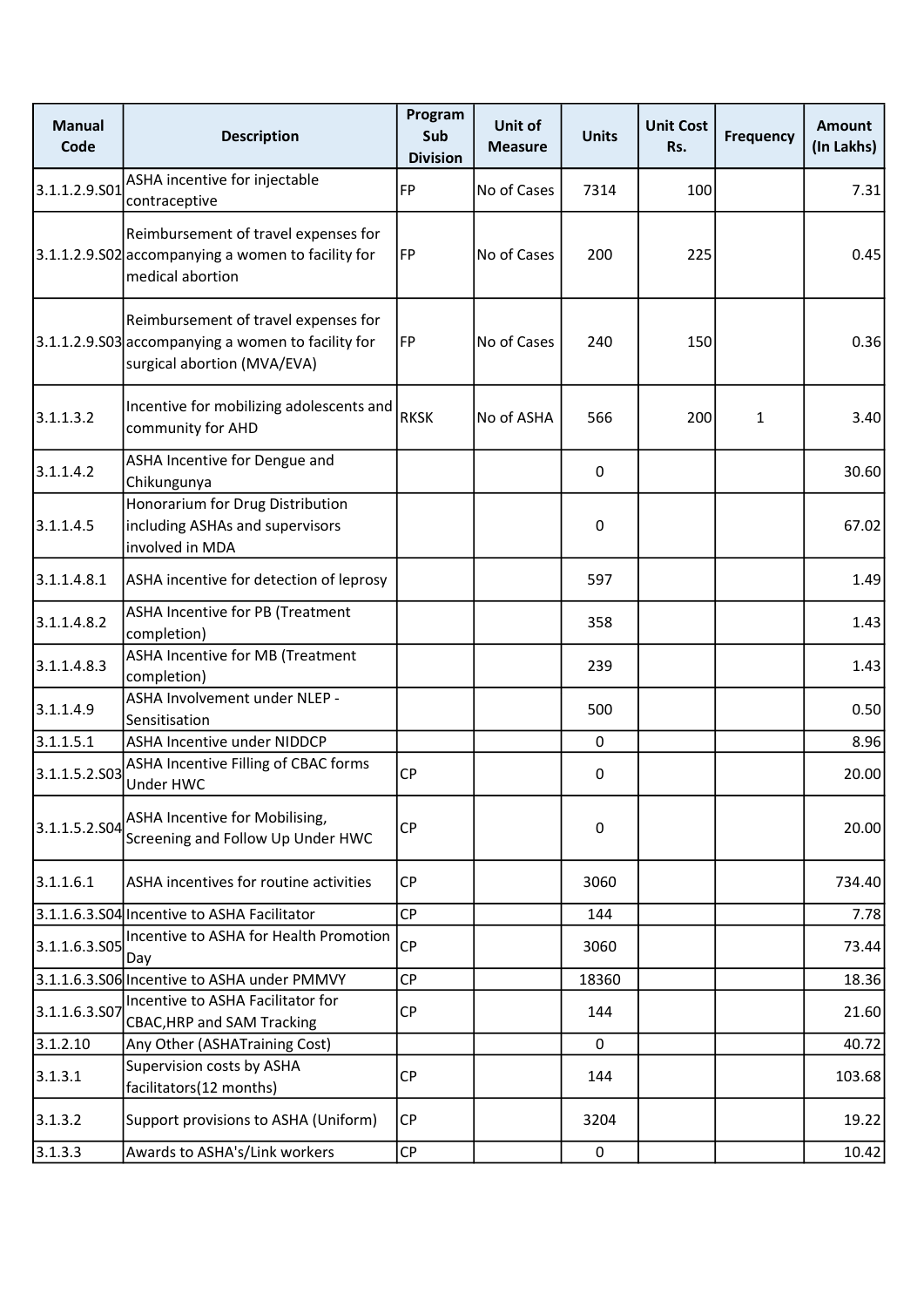| Manual Code | Description | Program Sub Division | Unit of Measure | Units | Unit Cost Rs. | Frequency | Amount (In Lakhs) |
|---|---|---|---|---|---|---|---|
| 3.1.1.2.9.S01 | ASHA incentive for injectable contraceptive | FP | No of Cases | 7314 | 100 | | 7.31 |
| 3.1.1.2.9.S02 | Reimbursement of travel expenses for accompanying a women to facility for medical abortion | FP | No of Cases | 200 | 225 | | 0.45 |
| 3.1.1.2.9.S03 | Reimbursement of travel expenses for accompanying a women to facility for surgical abortion (MVA/EVA) | FP | No of Cases | 240 | 150 | | 0.36 |
| 3.1.1.3.2 | Incentive for mobilizing adolescents and community for AHD | RKSK | No of ASHA | 566 | 200 | 1 | 3.40 |
| 3.1.1.4.2 | ASHA Incentive for Dengue and Chikungunya | | | 0 | | | 30.60 |
| 3.1.1.4.5 | Honorarium for Drug Distribution including ASHAs and supervisors involved in MDA | | | 0 | | | 67.02 |
| 3.1.1.4.8.1 | ASHA incentive for detection of leprosy | | | 597 | | | 1.49 |
| 3.1.1.4.8.2 | ASHA Incentive for PB (Treatment completion) | | | 358 | | | 1.43 |
| 3.1.1.4.8.3 | ASHA Incentive for MB (Treatment completion) | | | 239 | | | 1.43 |
| 3.1.1.4.9 | ASHA Involvement under NLEP - Sensitisation | | | 500 | | | 0.50 |
| 3.1.1.5.1 | ASHA Incentive under NIDDCP | | | 0 | | | 8.96 |
| 3.1.1.5.2.S03 | ASHA Incentive Filling of CBAC forms Under HWC | CP | | 0 | | | 20.00 |
| 3.1.1.5.2.S04 | ASHA Incentive for Mobilising, Screening and Follow Up Under HWC | CP | | 0 | | | 20.00 |
| 3.1.1.6.1 | ASHA incentives for routine activities | CP | | 3060 | | | 734.40 |
| 3.1.1.6.3.S04 | Incentive to ASHA Facilitator | CP | | 144 | | | 7.78 |
| 3.1.1.6.3.S05 | Incentive to ASHA for Health Promotion Day | CP | | 3060 | | | 73.44 |
| 3.1.1.6.3.S06 | Incentive to ASHA under PMMVY | CP | | 18360 | | | 18.36 |
| 3.1.1.6.3.S07 | Incentive to ASHA Facilitator for CBAC,HRP and SAM Tracking | CP | | 144 | | | 21.60 |
| 3.1.2.10 | Any Other (ASHATraining Cost) | | | 0 | | | 40.72 |
| 3.1.3.1 | Supervision costs by ASHA facilitators(12 months) | CP | | 144 | | | 103.68 |
| 3.1.3.2 | Support provisions to ASHA (Uniform) | CP | | 3204 | | | 19.22 |
| 3.1.3.3 | Awards to ASHA's/Link workers | CP | | 0 | | | 10.42 |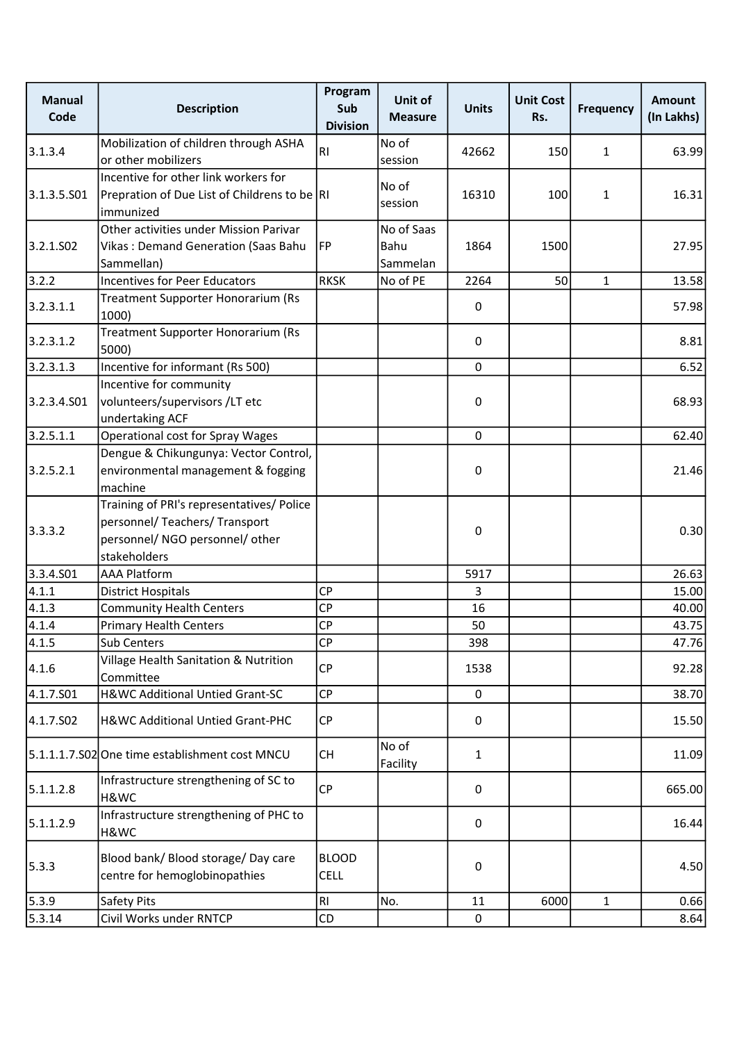| Manual Code | Description | Program Sub Division | Unit of Measure | Units | Unit Cost Rs. | Frequency | Amount (In Lakhs) |
|---|---|---|---|---|---|---|---|
| 3.1.3.4 | Mobilization of children through ASHA or other mobilizers | RI | No of session | 42662 | 150 | 1 | 63.99 |
| 3.1.3.5.S01 | Incentive for other link workers for Prepration of Due List of Childrens to be immunized | RI | No of session | 16310 | 100 | 1 | 16.31 |
| 3.2.1.S02 | Other activities under Mission Parivar Vikas : Demand Generation (Saas Bahu Sammellan) | FP | No of Saas Bahu Sammelan | 1864 | 1500 | | 27.95 |
| 3.2.2 | Incentives for Peer Educators | RKSK | No of PE | 2264 | 50 | 1 | 13.58 |
| 3.2.3.1.1 | Treatment Supporter Honorarium (Rs 1000) | | | 0 | | | 57.98 |
| 3.2.3.1.2 | Treatment Supporter Honorarium (Rs 5000) | | | 0 | | | 8.81 |
| 3.2.3.1.3 | Incentive for informant (Rs 500) | | | 0 | | | 6.52 |
| 3.2.3.4.S01 | Incentive for community volunteers/supervisors /LT etc undertaking ACF | | | 0 | | | 68.93 |
| 3.2.5.1.1 | Operational cost for Spray Wages | | | 0 | | | 62.40 |
| 3.2.5.2.1 | Dengue & Chikungunya: Vector Control, environmental management & fogging machine | | | 0 | | | 21.46 |
| 3.3.3.2 | Training of PRI's representatives/ Police personnel/ Teachers/ Transport personnel/ NGO personnel/ other stakeholders | | | 0 | | | 0.30 |
| 3.3.4.S01 | AAA Platform | | | 5917 | | | 26.63 |
| 4.1.1 | District Hospitals | CP | | 3 | | | 15.00 |
| 4.1.3 | Community Health Centers | CP | | 16 | | | 40.00 |
| 4.1.4 | Primary Health Centers | CP | | 50 | | | 43.75 |
| 4.1.5 | Sub Centers | CP | | 398 | | | 47.76 |
| 4.1.6 | Village Health Sanitation & Nutrition Committee | CP | | 1538 | | | 92.28 |
| 4.1.7.S01 | H&WC Additional Untied Grant-SC | CP | | 0 | | | 38.70 |
| 4.1.7.S02 | H&WC Additional Untied Grant-PHC | CP | | 0 | | | 15.50 |
| 5.1.1.1.7.S02 | One time establishment cost MNCU | CH | No of Facility | 1 | | | 11.09 |
| 5.1.1.2.8 | Infrastructure strengthening of SC to H&WC | CP | | 0 | | | 665.00 |
| 5.1.1.2.9 | Infrastructure strengthening of PHC to H&WC | | | 0 | | | 16.44 |
| 5.3.3 | Blood bank/ Blood storage/ Day care centre for hemoglobinopathies | BLOOD CELL | | 0 | | | 4.50 |
| 5.3.9 | Safety Pits | RI | No. | 11 | 6000 | 1 | 0.66 |
| 5.3.14 | Civil Works under RNTCP | CD | | 0 | | | 8.64 |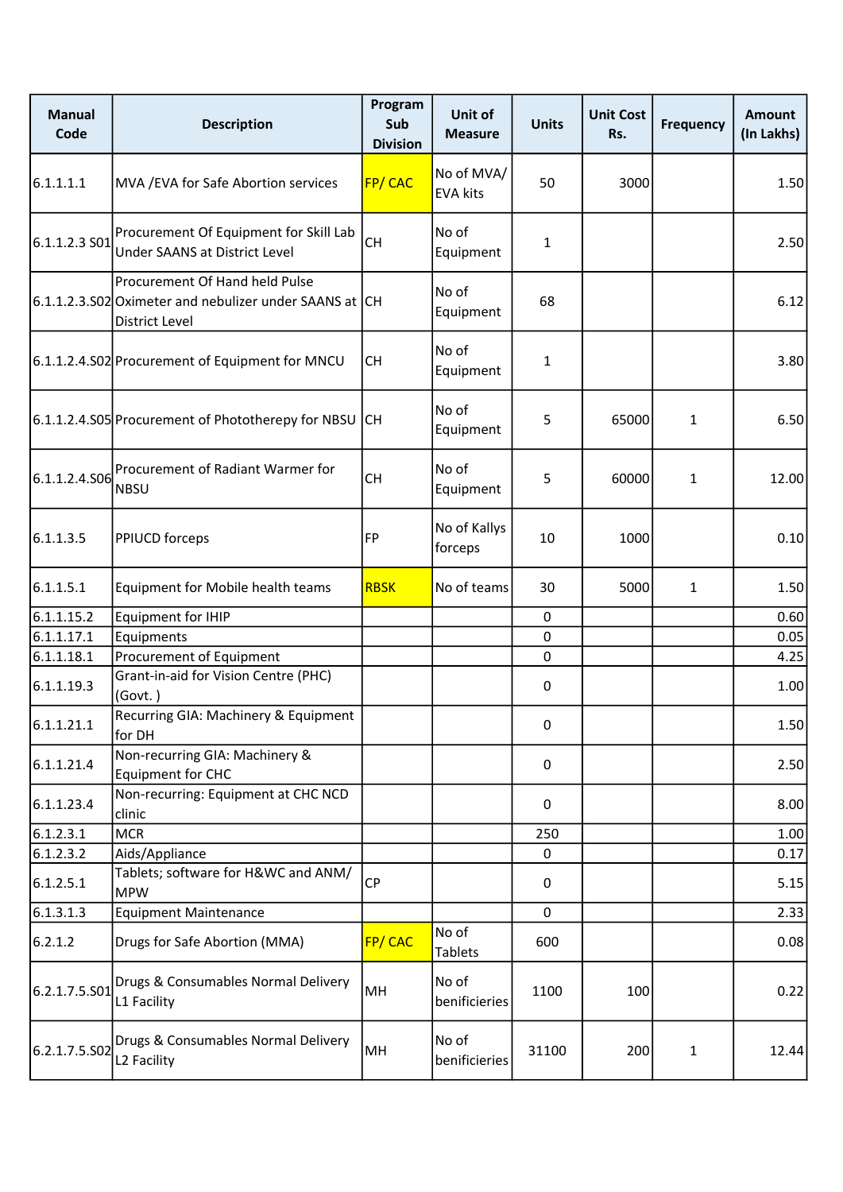| Manual Code | Description | Program Sub Division | Unit of Measure | Units | Unit Cost Rs. | Frequency | Amount (In Lakhs) |
|---|---|---|---|---|---|---|---|
| 6.1.1.1.1 | MVA /EVA for Safe Abortion services | FP/ CAC | No of MVA/ EVA kits | 50 | 3000 | | 1.50 |
| 6.1.1.2.3 S01 | Procurement Of Equipment for Skill Lab Under SAANS at District Level | CH | No of Equipment | 1 | | | 2.50 |
| 6.1.1.2.3.S02 | Procurement Of Hand held Pulse Oximeter and nebulizer under SAANS at District Level | CH | No of Equipment | 68 | | | 6.12 |
| 6.1.1.2.4.S02 | Procurement of Equipment for MNCU | CH | No of Equipment | 1 | | | 3.80 |
| 6.1.1.2.4.S05 | Procurement of Phototherepy for NBSU | CH | No of Equipment | 5 | 65000 | 1 | 6.50 |
| 6.1.1.2.4.S06 | Procurement of Radiant Warmer for NBSU | CH | No of Equipment | 5 | 60000 | 1 | 12.00 |
| 6.1.1.3.5 | PPIUCD forceps | FP | No of Kallys forceps | 10 | 1000 | | 0.10 |
| 6.1.1.5.1 | Equipment for Mobile health teams | RBSK | No of teams | 30 | 5000 | 1 | 1.50 |
| 6.1.1.15.2 | Equipment for IHIP | | | 0 | | | 0.60 |
| 6.1.1.17.1 | Equipments | | | 0 | | | 0.05 |
| 6.1.1.18.1 | Procurement of Equipment | | | 0 | | | 4.25 |
| 6.1.1.19.3 | Grant-in-aid for Vision Centre (PHC) (Govt. ) | | | 0 | | | 1.00 |
| 6.1.1.21.1 | Recurring GIA: Machinery & Equipment for DH | | | 0 | | | 1.50 |
| 6.1.1.21.4 | Non-recurring GIA: Machinery & Equipment for CHC | | | 0 | | | 2.50 |
| 6.1.1.23.4 | Non-recurring: Equipment at CHC NCD clinic | | | 0 | | | 8.00 |
| 6.1.2.3.1 | MCR | | | 250 | | | 1.00 |
| 6.1.2.3.2 | Aids/Appliance | | | 0 | | | 0.17 |
| 6.1.2.5.1 | Tablets; software for H&WC and ANM/ MPW | CP | | 0 | | | 5.15 |
| 6.1.3.1.3 | Equipment Maintenance | | | 0 | | | 2.33 |
| 6.2.1.2 | Drugs for Safe Abortion (MMA) | FP/ CAC | No of Tablets | 600 | | | 0.08 |
| 6.2.1.7.5.S01 | Drugs & Consumables Normal Delivery L1 Facility | MH | No of benificieries | 1100 | 100 | | 0.22 |
| 6.2.1.7.5.S02 | Drugs & Consumables Normal Delivery L2 Facility | MH | No of benificieries | 31100 | 200 | 1 | 12.44 |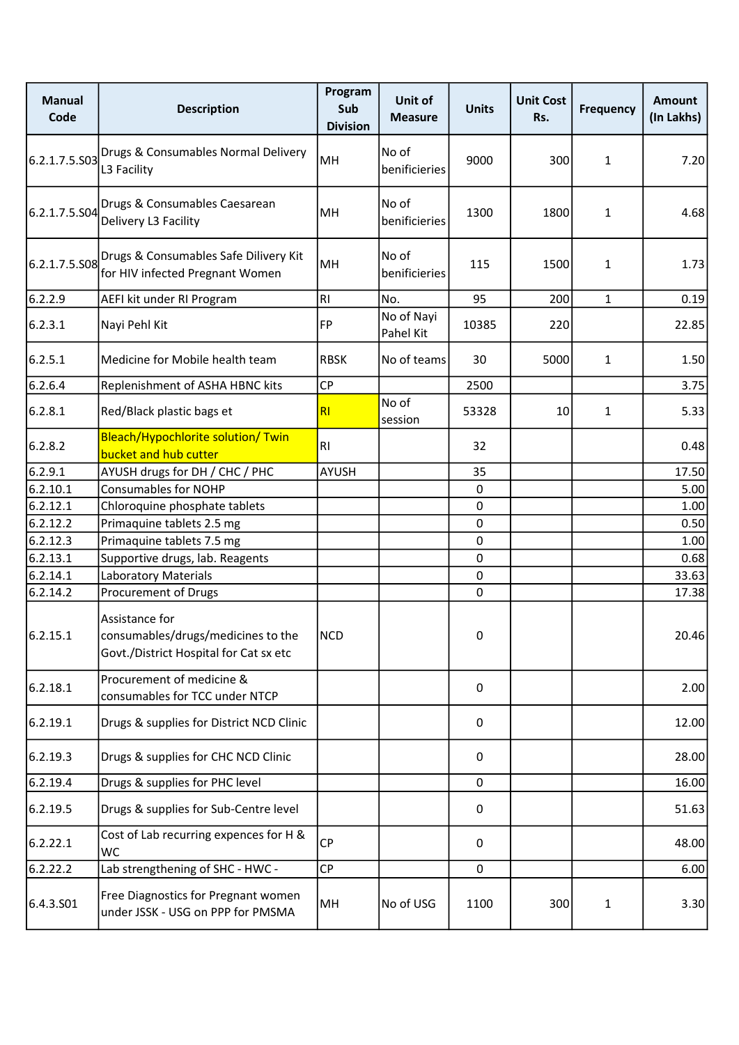| Manual Code | Description | Program Sub Division | Unit of Measure | Units | Unit Cost Rs. | Frequency | Amount (In Lakhs) |
|---|---|---|---|---|---|---|---|
| 6.2.1.7.5.S03 | Drugs & Consumables Normal Delivery L3 Facility | MH | No of benificieries | 9000 | 300 | 1 | 7.20 |
| 6.2.1.7.5.S04 | Drugs & Consumables Caesarean Delivery L3 Facility | MH | No of benificieries | 1300 | 1800 | 1 | 4.68 |
| 6.2.1.7.5.S08 | Drugs & Consumables Safe Dilivery Kit for HIV infected Pregnant Women | MH | No of benificieries | 115 | 1500 | 1 | 1.73 |
| 6.2.2.9 | AEFI kit under RI Program | RI | No. | 95 | 200 | 1 | 0.19 |
| 6.2.3.1 | Nayi Pehl Kit | FP | No of Nayi Pahel Kit | 10385 | 220 | | 22.85 |
| 6.2.5.1 | Medicine for Mobile health team | RBSK | No of teams | 30 | 5000 | 1 | 1.50 |
| 6.2.6.4 | Replenishment of ASHA HBNC kits | CP | | 2500 | | | 3.75 |
| 6.2.8.1 | Red/Black plastic bags et | RI | No of session | 53328 | 10 | 1 | 5.33 |
| 6.2.8.2 | Bleach/Hypochlorite solution/ Twin bucket and hub cutter | RI | | 32 | | | 0.48 |
| 6.2.9.1 | AYUSH drugs for DH / CHC / PHC | AYUSH | | 35 | | | 17.50 |
| 6.2.10.1 | Consumables for NOHP | | | 0 | | | 5.00 |
| 6.2.12.1 | Chloroquine phosphate tablets | | | 0 | | | 1.00 |
| 6.2.12.2 | Primaquine tablets 2.5 mg | | | 0 | | | 0.50 |
| 6.2.12.3 | Primaquine tablets 7.5 mg | | | 0 | | | 1.00 |
| 6.2.13.1 | Supportive drugs, lab. Reagents | | | 0 | | | 0.68 |
| 6.2.14.1 | Laboratory Materials | | | 0 | | | 33.63 |
| 6.2.14.2 | Procurement of Drugs | | | 0 | | | 17.38 |
| 6.2.15.1 | Assistance for consumables/drugs/medicines to the Govt./District Hospital for Cat sx etc | NCD | | 0 | | | 20.46 |
| 6.2.18.1 | Procurement of medicine & consumables for TCC under NTCP | | | 0 | | | 2.00 |
| 6.2.19.1 | Drugs & supplies for District NCD Clinic | | | 0 | | | 12.00 |
| 6.2.19.3 | Drugs & supplies for CHC NCD Clinic | | | 0 | | | 28.00 |
| 6.2.19.4 | Drugs & supplies for PHC level | | | 0 | | | 16.00 |
| 6.2.19.5 | Drugs & supplies for Sub-Centre level | | | 0 | | | 51.63 |
| 6.2.22.1 | Cost of Lab recurring expences for H & WC | CP | | 0 | | | 48.00 |
| 6.2.22.2 | Lab strengthening of SHC - HWC - | CP | | 0 | | | 6.00 |
| 6.4.3.S01 | Free Diagnostics for Pregnant women under JSSK - USG on PPP for PMSMA | MH | No of USG | 1100 | 300 | 1 | 3.30 |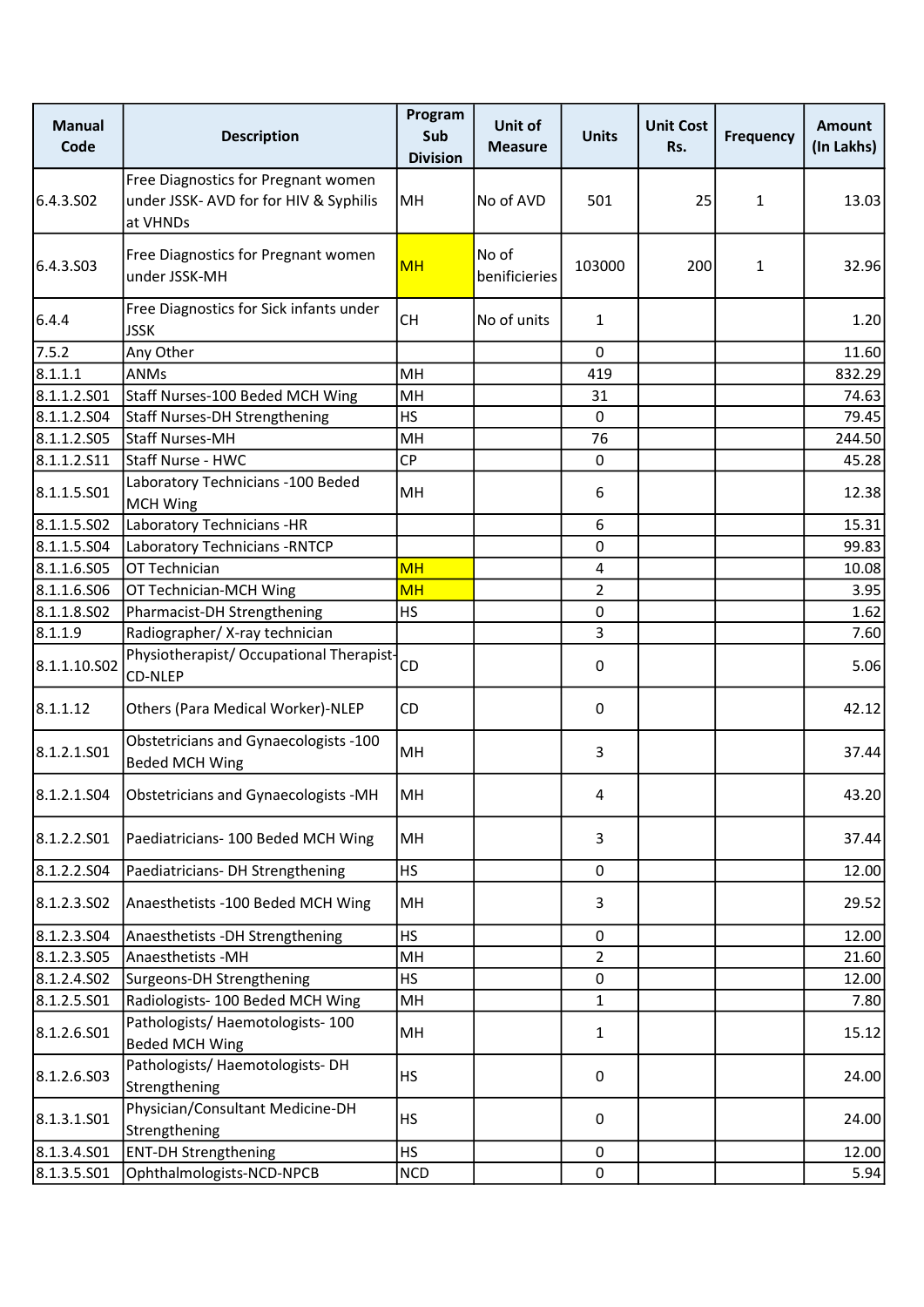| Manual Code | Description | Program Sub Division | Unit of Measure | Units | Unit Cost Rs. | Frequency | Amount (In Lakhs) |
|---|---|---|---|---|---|---|---|
| 6.4.3.S02 | Free Diagnostics for Pregnant women under JSSK- AVD for for HIV & Syphilis at VHNDs | MH | No of AVD | 501 | 25 | 1 | 13.03 |
| 6.4.3.S03 | Free Diagnostics for Pregnant women under JSSK-MH | MH | No of benificieries | 103000 | 200 | 1 | 32.96 |
| 6.4.4 | Free Diagnostics for Sick infants under JSSK | CH | No of units | 1 | | | 1.20 |
| 7.5.2 | Any Other | | | 0 | | | 11.60 |
| 8.1.1.1 | ANMs | MH | | 419 | | | 832.29 |
| 8.1.1.2.S01 | Staff Nurses-100 Beded MCH Wing | MH | | 31 | | | 74.63 |
| 8.1.1.2.S04 | Staff Nurses-DH Strengthening | HS | | 0 | | | 79.45 |
| 8.1.1.2.S05 | Staff Nurses-MH | MH | | 76 | | | 244.50 |
| 8.1.1.2.S11 | Staff Nurse - HWC | CP | | 0 | | | 45.28 |
| 8.1.1.5.S01 | Laboratory Technicians -100 Beded MCH Wing | MH | | 6 | | | 12.38 |
| 8.1.1.5.S02 | Laboratory Technicians -HR | | | 6 | | | 15.31 |
| 8.1.1.5.S04 | Laboratory Technicians -RNTCP | | | 0 | | | 99.83 |
| 8.1.1.6.S05 | OT Technician | MH | | 4 | | | 10.08 |
| 8.1.1.6.S06 | OT Technician-MCH Wing | MH | | 2 | | | 3.95 |
| 8.1.1.8.S02 | Pharmacist-DH Strengthening | HS | | 0 | | | 1.62 |
| 8.1.1.9 | Radiographer/ X-ray technician | | | 3 | | | 7.60 |
| 8.1.1.10.S02 | Physiotherapist/ Occupational Therapist-CD-NLEP | CD | | 0 | | | 5.06 |
| 8.1.1.12 | Others (Para Medical Worker)-NLEP | CD | | 0 | | | 42.12 |
| 8.1.2.1.S01 | Obstetricians and Gynaecologists -100 Beded MCH Wing | MH | | 3 | | | 37.44 |
| 8.1.2.1.S04 | Obstetricians and Gynaecologists -MH | MH | | 4 | | | 43.20 |
| 8.1.2.2.S01 | Paediatricians- 100 Beded MCH Wing | MH | | 3 | | | 37.44 |
| 8.1.2.2.S04 | Paediatricians- DH Strengthening | HS | | 0 | | | 12.00 |
| 8.1.2.3.S02 | Anaesthetists -100 Beded MCH Wing | MH | | 3 | | | 29.52 |
| 8.1.2.3.S04 | Anaesthetists -DH Strengthening | HS | | 0 | | | 12.00 |
| 8.1.2.3.S05 | Anaesthetists -MH | MH | | 2 | | | 21.60 |
| 8.1.2.4.S02 | Surgeons-DH Strengthening | HS | | 0 | | | 12.00 |
| 8.1.2.5.S01 | Radiologists- 100 Beded MCH Wing | MH | | 1 | | | 7.80 |
| 8.1.2.6.S01 | Pathologists/ Haemotologists- 100 Beded MCH Wing | MH | | 1 | | | 15.12 |
| 8.1.2.6.S03 | Pathologists/ Haemotologists- DH Strengthening | HS | | 0 | | | 24.00 |
| 8.1.3.1.S01 | Physician/Consultant Medicine-DH Strengthening | HS | | 0 | | | 24.00 |
| 8.1.3.4.S01 | ENT-DH Strengthening | HS | | 0 | | | 12.00 |
| 8.1.3.5.S01 | Ophthalmologists-NCD-NPCB | NCD | | 0 | | | 5.94 |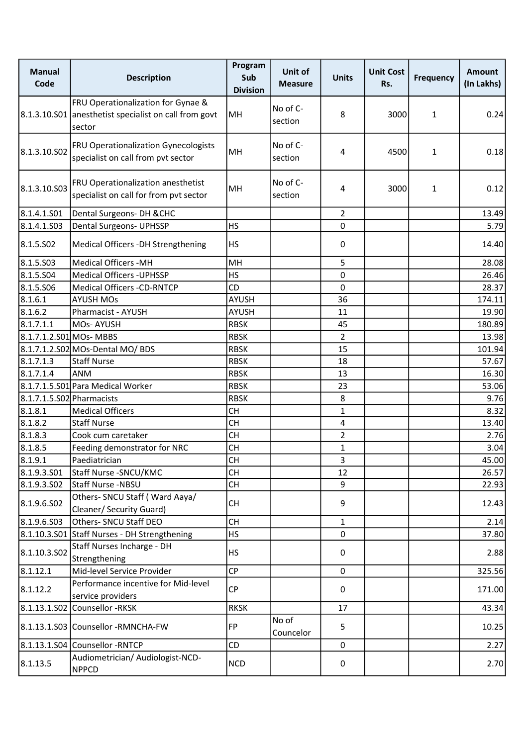| Manual Code | Description | Program Sub Division | Unit of Measure | Units | Unit Cost Rs. | Frequency | Amount (In Lakhs) |
|---|---|---|---|---|---|---|---|
| 8.1.3.10.S01 | FRU Operationalization for Gynae & anesthetist specialist on call from govt sector | MH | No of C-section | 8 | 3000 | 1 | 0.24 |
| 8.1.3.10.S02 | FRU Operationalization Gynecologists specialist on call from pvt sector | MH | No of C-section | 4 | 4500 | 1 | 0.18 |
| 8.1.3.10.S03 | FRU Operationalization anesthetist specialist on call for from pvt sector | MH | No of C-section | 4 | 3000 | 1 | 0.12 |
| 8.1.4.1.S01 | Dental Surgeons- DH &CHC | | | 2 | | | 13.49 |
| 8.1.4.1.S03 | Dental Surgeons- UPHSSP | HS | | 0 | | | 5.79 |
| 8.1.5.S02 | Medical Officers -DH Strengthening | HS | | 0 | | | 14.40 |
| 8.1.5.S03 | Medical Officers -MH | MH | | 5 | | | 28.08 |
| 8.1.5.S04 | Medical Officers -UPHSSP | HS | | 0 | | | 26.46 |
| 8.1.5.S06 | Medical Officers -CD-RNTCP | CD | | 0 | | | 28.37 |
| 8.1.6.1 | AYUSH MOs | AYUSH | | 36 | | | 174.11 |
| 8.1.6.2 | Pharmacist - AYUSH | AYUSH | | 11 | | | 19.90 |
| 8.1.7.1.1 | MOs- AYUSH | RBSK | | 45 | | | 180.89 |
| 8.1.7.1.2.S01 | MOs- MBBS | RBSK | | 2 | | | 13.98 |
| 8.1.7.1.2.S02 | MOs-Dental MO/ BDS | RBSK | | 15 | | | 101.94 |
| 8.1.7.1.3 | Staff Nurse | RBSK | | 18 | | | 57.67 |
| 8.1.7.1.4 | ANM | RBSK | | 13 | | | 16.30 |
| 8.1.7.1.5.S01 | Para Medical Worker | RBSK | | 23 | | | 53.06 |
| 8.1.7.1.5.S02 | Pharmacists | RBSK | | 8 | | | 9.76 |
| 8.1.8.1 | Medical Officers | CH | | 1 | | | 8.32 |
| 8.1.8.2 | Staff Nurse | CH | | 4 | | | 13.40 |
| 8.1.8.3 | Cook cum caretaker | CH | | 2 | | | 2.76 |
| 8.1.8.5 | Feeding demonstrator for NRC | CH | | 1 | | | 3.04 |
| 8.1.9.1 | Paediatrician | CH | | 3 | | | 45.00 |
| 8.1.9.3.S01 | Staff Nurse -SNCU/KMC | CH | | 12 | | | 26.57 |
| 8.1.9.3.S02 | Staff Nurse -NBSU | CH | | 9 | | | 22.93 |
| 8.1.9.6.S02 | Others- SNCU Staff ( Ward Aaya/ Cleaner/ Security Guard) | CH | | 9 | | | 12.43 |
| 8.1.9.6.S03 | Others- SNCU Staff DEO | CH | | 1 | | | 2.14 |
| 8.1.10.3.S01 | Staff Nurses - DH Strengthening | HS | | 0 | | | 37.80 |
| 8.1.10.3.S02 | Staff Nurses Incharge - DH Strengthening | HS | | 0 | | | 2.88 |
| 8.1.12.1 | Mid-level Service Provider | CP | | 0 | | | 325.56 |
| 8.1.12.2 | Performance incentive for Mid-level service providers | CP | | 0 | | | 171.00 |
| 8.1.13.1.S02 | Counsellor -RKSK | RKSK | | 17 | | | 43.34 |
| 8.1.13.1.S03 | Counsellor -RMNCHA-FW | FP | No of Councelor | 5 | | | 10.25 |
| 8.1.13.1.S04 | Counsellor -RNTCP | CD | | 0 | | | 2.27 |
| 8.1.13.5 | Audiometrician/ Audiologist-NCD-NPPCD | NCD | | 0 | | | 2.70 |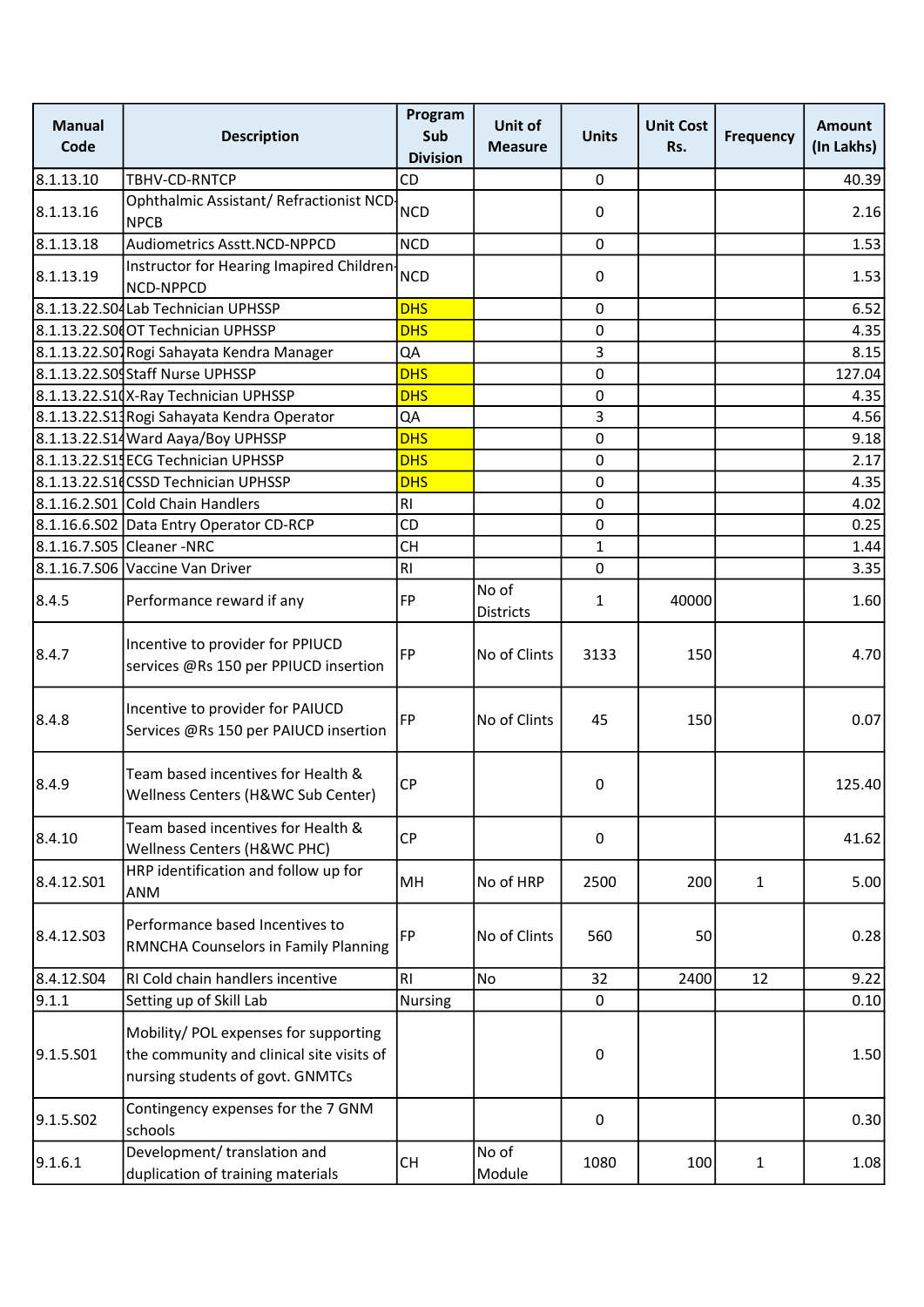| Manual Code | Description | Program Sub Division | Unit of Measure | Units | Unit Cost Rs. | Frequency | Amount (In Lakhs) |
|---|---|---|---|---|---|---|---|
| 8.1.13.10 | TBHV-CD-RNTCP | CD | | 0 | | | 40.39 |
| 8.1.13.16 | Ophthalmic Assistant/ Refractionist NCD-NPCB | NCD | | 0 | | | 2.16 |
| 8.1.13.18 | Audiometrics Asstt.NCD-NPPCD | NCD | | 0 | | | 1.53 |
| 8.1.13.19 | Instructor for Hearing Imapired Children-NCD-NPPCD | NCD | | 0 | | | 1.53 |
| 8.1.13.22.S04 | Lab Technician UPHSSP | DHS | | 0 | | | 6.52 |
| 8.1.13.22.S06 | OT Technician UPHSSP | DHS | | 0 | | | 4.35 |
| 8.1.13.22.S07 | Rogi Sahayata Kendra Manager | QA | | 3 | | | 8.15 |
| 8.1.13.22.S09 | Staff Nurse UPHSSP | DHS | | 0 | | | 127.04 |
| 8.1.13.22.S10 | X-Ray Technician UPHSSP | DHS | | 0 | | | 4.35 |
| 8.1.13.22.S13 | Rogi Sahayata Kendra Operator | QA | | 3 | | | 4.56 |
| 8.1.13.22.S14 | Ward Aaya/Boy UPHSSP | DHS | | 0 | | | 9.18 |
| 8.1.13.22.S15 | ECG Technician UPHSSP | DHS | | 0 | | | 2.17 |
| 8.1.13.22.S16 | CSSD Technician UPHSSP | DHS | | 0 | | | 4.35 |
| 8.1.16.2.S01 | Cold Chain Handlers | RI | | 0 | | | 4.02 |
| 8.1.16.6.S02 | Data Entry Operator CD-RCP | CD | | 0 | | | 0.25 |
| 8.1.16.7.S05 | Cleaner -NRC | CH | | 1 | | | 1.44 |
| 8.1.16.7.S06 | Vaccine Van Driver | RI | | 0 | | | 3.35 |
| 8.4.5 | Performance reward if any | FP | No of Districts | 1 | 40000 | | 1.60 |
| 8.4.7 | Incentive to provider for PPIUCD services @Rs 150 per PPIUCD insertion | FP | No of Clints | 3133 | 150 | | 4.70 |
| 8.4.8 | Incentive to provider for PAIUCD Services @Rs 150 per PAIUCD insertion | FP | No of Clints | 45 | 150 | | 0.07 |
| 8.4.9 | Team based incentives for Health & Wellness Centers (H&WC Sub Center) | CP | | 0 | | | 125.40 |
| 8.4.10 | Team based incentives for Health & Wellness Centers (H&WC PHC) | CP | | 0 | | | 41.62 |
| 8.4.12.S01 | HRP identification and follow up for ANM | MH | No of HRP | 2500 | 200 | 1 | 5.00 |
| 8.4.12.S03 | Performance based Incentives to RMNCHA Counselors in Family Planning | FP | No of Clints | 560 | 50 | | 0.28 |
| 8.4.12.S04 | RI Cold chain handlers incentive | RI | No | 32 | 2400 | 12 | 9.22 |
| 9.1.1 | Setting up of Skill Lab | Nursing | | 0 | | | 0.10 |
| 9.1.5.S01 | Mobility/ POL expenses for supporting the community and clinical site visits of nursing students of govt. GNMTCs | | | 0 | | | 1.50 |
| 9.1.5.S02 | Contingency expenses for the 7 GNM schools | | | 0 | | | 0.30 |
| 9.1.6.1 | Development/ translation and duplication of training materials | CH | No of Module | 1080 | 100 | 1 | 1.08 |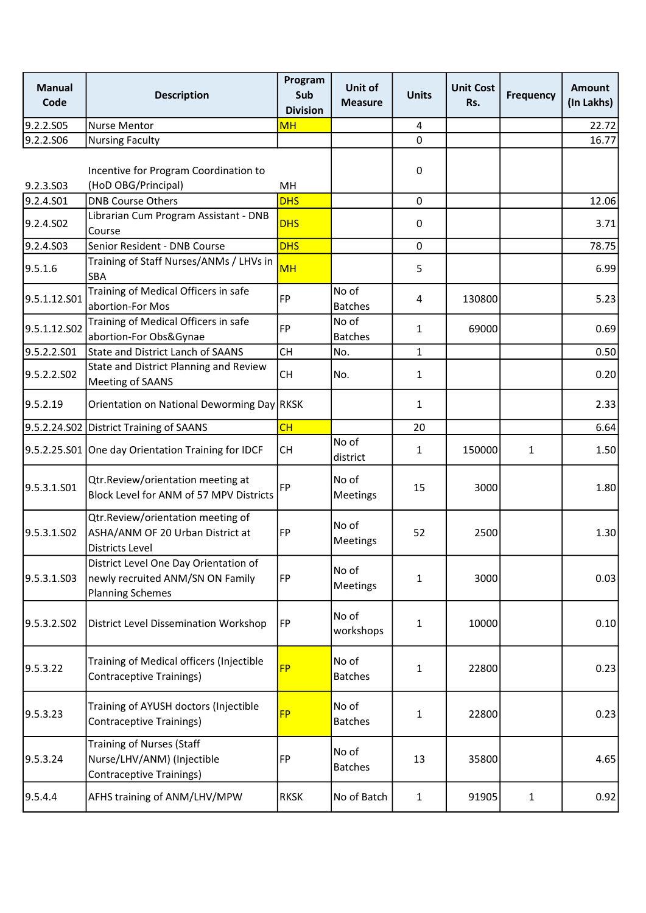| Manual Code | Description | Program Sub Division | Unit of Measure | Units | Unit Cost Rs. | Frequency | Amount (In Lakhs) |
|---|---|---|---|---|---|---|---|
| 9.2.2.S05 | Nurse Mentor | MH | | 4 | | | 22.72 |
| 9.2.2.S06 | Nursing Faculty | | | 0 | | | 16.77 |
| 9.2.3.S03 | Incentive for Program Coordination to (HoD OBG/Principal) | MH | | 0 | | | |
| 9.2.4.S01 | DNB Course Others | DHS | | 0 | | | 12.06 |
| 9.2.4.S02 | Librarian Cum Program Assistant - DNB Course | DHS | | 0 | | | 3.71 |
| 9.2.4.S03 | Senior Resident - DNB Course | DHS | | 0 | | | 78.75 |
| 9.5.1.6 | Training of Staff Nurses/ANMs / LHVs in SBA | MH | | 5 | | | 6.99 |
| 9.5.1.12.S01 | Training of Medical Officers in safe abortion-For Mos | FP | No of Batches | 4 | 130800 | | 5.23 |
| 9.5.1.12.S02 | Training of Medical Officers in safe abortion-For Obs&Gynae | FP | No of Batches | 1 | 69000 | | 0.69 |
| 9.5.2.2.S01 | State and District Lanch of SAANS | CH | No. | 1 | | | 0.50 |
| 9.5.2.2.S02 | State and District Planning and Review Meeting of SAANS | CH | No. | 1 | | | 0.20 |
| 9.5.2.19 | Orientation on National Deworming Day | RKSK | | 1 | | | 2.33 |
| 9.5.2.24.S02 | District Training of SAANS | CH | | 20 | | | 6.64 |
| 9.5.2.25.S01 | One day Orientation Training for IDCF | CH | No of district | 1 | 150000 | 1 | 1.50 |
| 9.5.3.1.S01 | Qtr.Review/orientation meeting at Block Level for ANM of 57 MPV Districts | FP | No of Meetings | 15 | 3000 | | 1.80 |
| 9.5.3.1.S02 | Qtr.Review/orientation meeting of ASHA/ANM OF 20 Urban District at Districts Level | FP | No of Meetings | 52 | 2500 | | 1.30 |
| 9.5.3.1.S03 | District Level One Day Orientation of newly recruited ANM/SN ON Family Planning Schemes | FP | No of Meetings | 1 | 3000 | | 0.03 |
| 9.5.3.2.S02 | District Level Dissemination Workshop | FP | No of workshops | 1 | 10000 | | 0.10 |
| 9.5.3.22 | Training of Medical officers (Injectible Contraceptive Trainings) | FP | No of Batches | 1 | 22800 | | 0.23 |
| 9.5.3.23 | Training of AYUSH doctors (Injectible Contraceptive Trainings) | FP | No of Batches | 1 | 22800 | | 0.23 |
| 9.5.3.24 | Training of Nurses (Staff Nurse/LHV/ANM) (Injectible Contraceptive Trainings) | FP | No of Batches | 13 | 35800 | | 4.65 |
| 9.5.4.4 | AFHS training of ANM/LHV/MPW | RKSK | No of Batch | 1 | 91905 | 1 | 0.92 |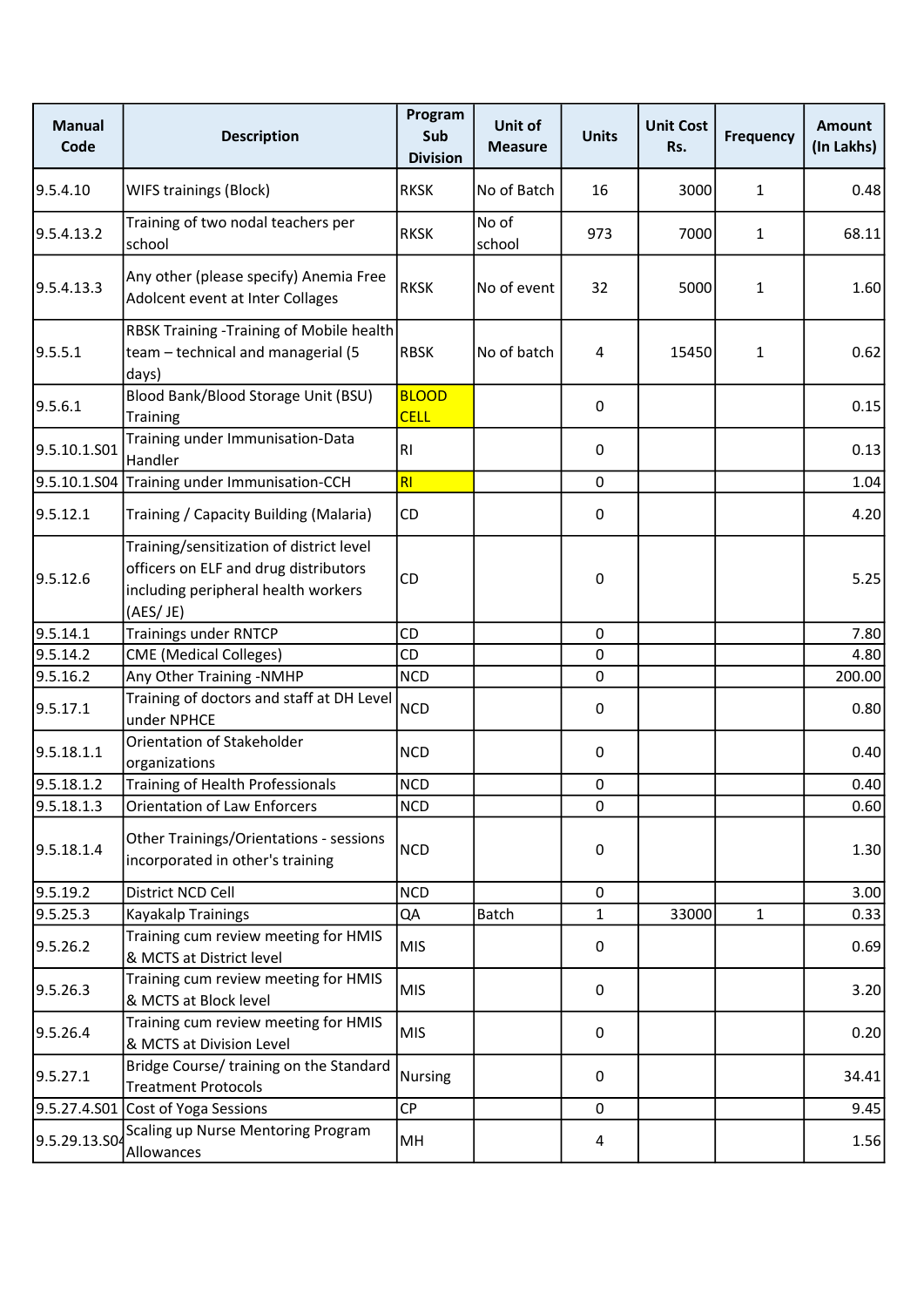| Manual Code | Description | Program Sub Division | Unit of Measure | Units | Unit Cost Rs. | Frequency | Amount (In Lakhs) |
|---|---|---|---|---|---|---|---|
| 9.5.4.10 | WIFS trainings (Block) | RKSK | No of Batch | 16 | 3000 | 1 | 0.48 |
| 9.5.4.13.2 | Training of two nodal teachers per school | RKSK | No of school | 973 | 7000 | 1 | 68.11 |
| 9.5.4.13.3 | Any other (please specify) Anemia Free Adolcent event at Inter Collages | RKSK | No of event | 32 | 5000 | 1 | 1.60 |
| 9.5.5.1 | RBSK Training -Training of Mobile health team – technical and managerial (5 days) | RBSK | No of batch | 4 | 15450 | 1 | 0.62 |
| 9.5.6.1 | Blood Bank/Blood Storage Unit (BSU) Training | BLOOD CELL | | 0 | | | 0.15 |
| 9.5.10.1.S01 | Training under Immunisation-Data Handler | RI | | 0 | | | 0.13 |
| 9.5.10.1.S04 | Training under Immunisation-CCH | RI | | 0 | | | 1.04 |
| 9.5.12.1 | Training / Capacity Building (Malaria) | CD | | 0 | | | 4.20 |
| 9.5.12.6 | Training/sensitization of district level officers on ELF and drug distributors including peripheral health workers (AES/ JE) | CD | | 0 | | | 5.25 |
| 9.5.14.1 | Trainings under RNTCP | CD | | 0 | | | 7.80 |
| 9.5.14.2 | CME (Medical Colleges) | CD | | 0 | | | 4.80 |
| 9.5.16.2 | Any Other Training -NMHP | NCD | | 0 | | | 200.00 |
| 9.5.17.1 | Training of doctors and staff at DH Level under NPHCE | NCD | | 0 | | | 0.80 |
| 9.5.18.1.1 | Orientation of Stakeholder organizations | NCD | | 0 | | | 0.40 |
| 9.5.18.1.2 | Training of Health Professionals | NCD | | 0 | | | 0.40 |
| 9.5.18.1.3 | Orientation of Law Enforcers | NCD | | 0 | | | 0.60 |
| 9.5.18.1.4 | Other Trainings/Orientations - sessions incorporated in other's training | NCD | | 0 | | | 1.30 |
| 9.5.19.2 | District NCD Cell | NCD | | 0 | | | 3.00 |
| 9.5.25.3 | Kayakalp Trainings | QA | Batch | 1 | 33000 | 1 | 0.33 |
| 9.5.26.2 | Training cum review meeting for HMIS & MCTS at District level | MIS | | 0 | | | 0.69 |
| 9.5.26.3 | Training cum review meeting for HMIS & MCTS at Block level | MIS | | 0 | | | 3.20 |
| 9.5.26.4 | Training cum review meeting for HMIS & MCTS at Division Level | MIS | | 0 | | | 0.20 |
| 9.5.27.1 | Bridge Course/ training on the Standard Treatment Protocols | Nursing | | 0 | | | 34.41 |
| 9.5.27.4.S01 | Cost of Yoga Sessions | CP | | 0 | | | 9.45 |
| 9.5.29.13.S04 | Scaling up Nurse Mentoring Program Allowances | MH | | 4 | | | 1.56 |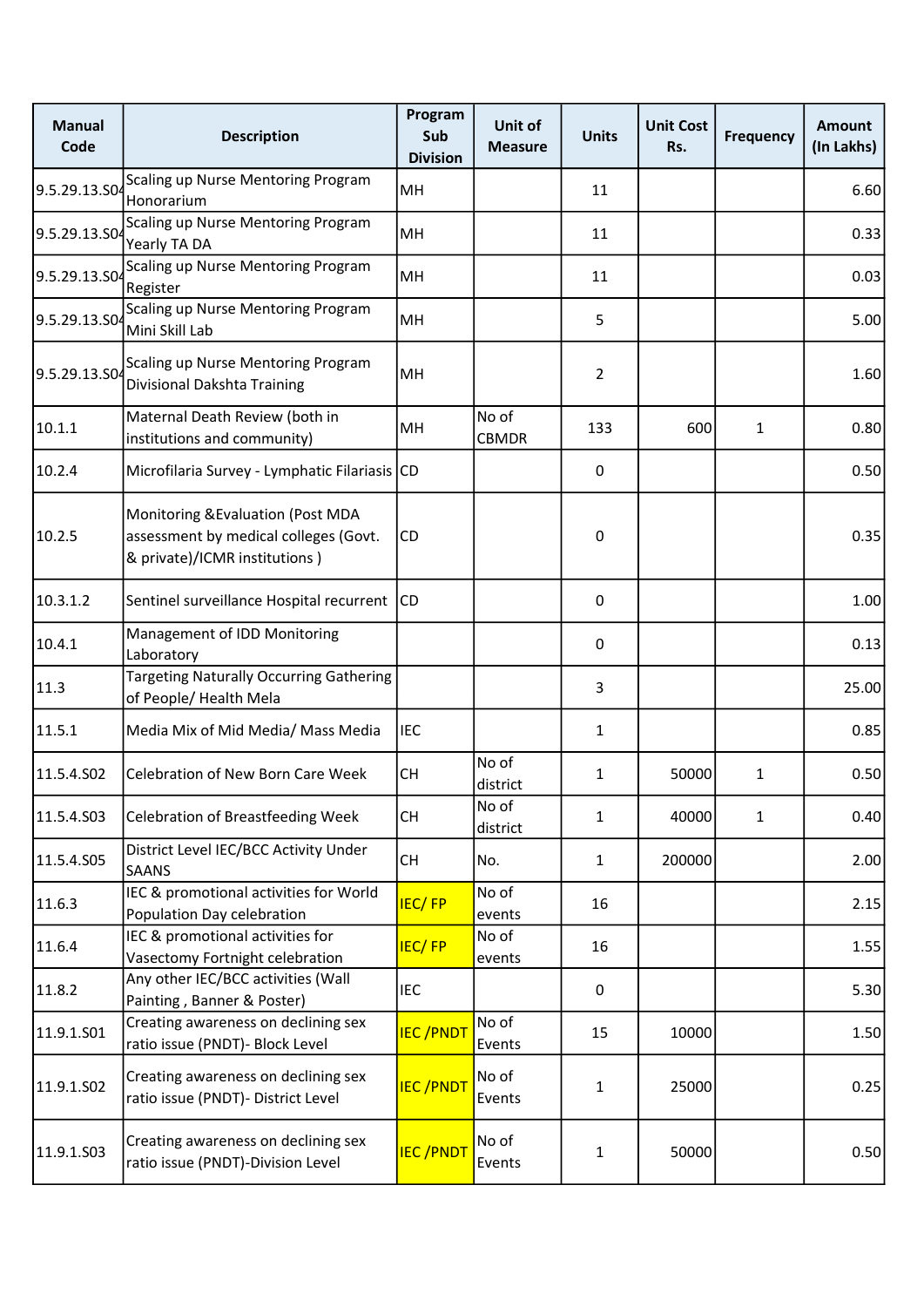| Manual Code | Description | Program Sub Division | Unit of Measure | Units | Unit Cost Rs. | Frequency | Amount (In Lakhs) |
|---|---|---|---|---|---|---|---|
| 9.5.29.13.S04 | Scaling up Nurse Mentoring Program Honorarium | MH | | 11 | | | 6.60 |
| 9.5.29.13.S04 | Scaling up Nurse Mentoring Program Yearly TA DA | MH | | 11 | | | 0.33 |
| 9.5.29.13.S04 | Scaling up Nurse Mentoring Program Register | MH | | 11 | | | 0.03 |
| 9.5.29.13.S04 | Scaling up Nurse Mentoring Program Mini Skill Lab | MH | | 5 | | | 5.00 |
| 9.5.29.13.S04 | Scaling up Nurse Mentoring Program Divisional Dakshta Training | MH | | 2 | | | 1.60 |
| 10.1.1 | Maternal Death Review (both in institutions and community) | MH | No of CBMDR | 133 | 600 | 1 | 0.80 |
| 10.2.4 | Microfilaria Survey - Lymphatic Filariasis | CD | | 0 | | | 0.50 |
| 10.2.5 | Monitoring &Evaluation (Post MDA assessment by medical colleges (Govt. & private)/ICMR institutions ) | CD | | 0 | | | 0.35 |
| 10.3.1.2 | Sentinel surveillance Hospital recurrent | CD | | 0 | | | 1.00 |
| 10.4.1 | Management of IDD Monitoring Laboratory | | | 0 | | | 0.13 |
| 11.3 | Targeting Naturally Occurring Gathering of People/ Health Mela | | | 3 | | | 25.00 |
| 11.5.1 | Media Mix of Mid Media/ Mass Media | IEC | | 1 | | | 0.85 |
| 11.5.4.S02 | Celebration of New Born Care Week | CH | No of district | 1 | 50000 | 1 | 0.50 |
| 11.5.4.S03 | Celebration of Breastfeeding Week | CH | No of district | 1 | 40000 | 1 | 0.40 |
| 11.5.4.S05 | District Level IEC/BCC Activity Under SAANS | CH | No. | 1 | 200000 | | 2.00 |
| 11.6.3 | IEC & promotional activities for World Population Day celebration | IEC/ FP | No of events | 16 | | | 2.15 |
| 11.6.4 | IEC & promotional activities for Vasectomy Fortnight celebration | IEC/ FP | No of events | 16 | | | 1.55 |
| 11.8.2 | Any other IEC/BCC activities (Wall Painting , Banner & Poster) | IEC | | 0 | | | 5.30 |
| 11.9.1.S01 | Creating awareness on declining sex ratio issue (PNDT)- Block Level | IEC /PNDT | No of Events | 15 | 10000 | | 1.50 |
| 11.9.1.S02 | Creating awareness on declining sex ratio issue (PNDT)- District Level | IEC /PNDT | No of Events | 1 | 25000 | | 0.25 |
| 11.9.1.S03 | Creating awareness on declining sex ratio issue (PNDT)-Division Level | IEC /PNDT | No of Events | 1 | 50000 | | 0.50 |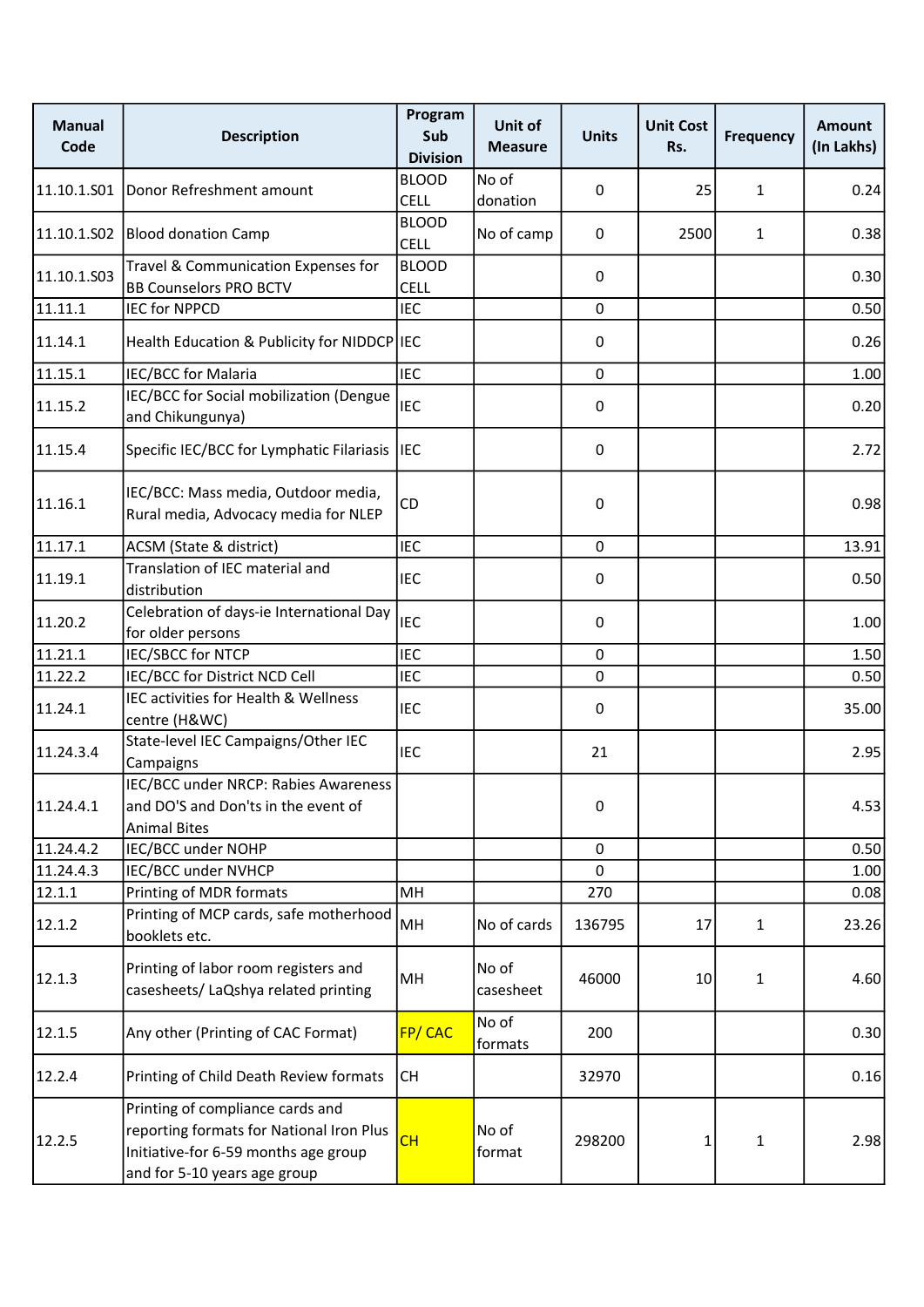| Manual Code | Description | Program Sub Division | Unit of Measure | Units | Unit Cost Rs. | Frequency | Amount (In Lakhs) |
|---|---|---|---|---|---|---|---|
| 11.10.1.S01 | Donor Refreshment amount | BLOOD CELL | No of donation | 0 | 25 | 1 | 0.24 |
| 11.10.1.S02 | Blood donation Camp | BLOOD CELL | No of camp | 0 | 2500 | 1 | 0.38 |
| 11.10.1.S03 | Travel & Communication Expenses for BB Counselors PRO BCTV | BLOOD CELL | | 0 | | | 0.30 |
| 11.11.1 | IEC for NPPCD | IEC | | 0 | | | 0.50 |
| 11.14.1 | Health Education & Publicity for NIDDCP | IEC | | 0 | | | 0.26 |
| 11.15.1 | IEC/BCC for Malaria | IEC | | 0 | | | 1.00 |
| 11.15.2 | IEC/BCC for Social mobilization (Dengue and Chikungunya) | IEC | | 0 | | | 0.20 |
| 11.15.4 | Specific IEC/BCC for Lymphatic Filariasis | IEC | | 0 | | | 2.72 |
| 11.16.1 | IEC/BCC: Mass media, Outdoor media, Rural media, Advocacy media for NLEP | CD | | 0 | | | 0.98 |
| 11.17.1 | ACSM (State & district) | IEC | | 0 | | | 13.91 |
| 11.19.1 | Translation of IEC material and distribution | IEC | | 0 | | | 0.50 |
| 11.20.2 | Celebration of days-ie International Day for older persons | IEC | | 0 | | | 1.00 |
| 11.21.1 | IEC/SBCC for NTCP | IEC | | 0 | | | 1.50 |
| 11.22.2 | IEC/BCC for District NCD Cell | IEC | | 0 | | | 0.50 |
| 11.24.1 | IEC activities for Health & Wellness centre (H&WC) | IEC | | 0 | | | 35.00 |
| 11.24.3.4 | State-level IEC Campaigns/Other IEC Campaigns | IEC | | 21 | | | 2.95 |
| 11.24.4.1 | IEC/BCC under NRCP: Rabies Awareness and DO'S and Don'ts in the event of Animal Bites | | | 0 | | | 4.53 |
| 11.24.4.2 | IEC/BCC under NOHP | | | 0 | | | 0.50 |
| 11.24.4.3 | IEC/BCC under NVHCP | | | 0 | | | 1.00 |
| 12.1.1 | Printing of MDR formats | MH | | 270 | | | 0.08 |
| 12.1.2 | Printing of MCP cards, safe motherhood booklets etc. | MH | No of cards | 136795 | 17 | 1 | 23.26 |
| 12.1.3 | Printing of labor room registers and casesheets/ LaQshya related printing | MH | No of casesheet | 46000 | 10 | 1 | 4.60 |
| 12.1.5 | Any other (Printing of CAC Format) | FP/ CAC | No of formats | 200 | | | 0.30 |
| 12.2.4 | Printing of Child Death Review formats | CH | | 32970 | | | 0.16 |
| 12.2.5 | Printing of compliance cards and reporting formats for National Iron Plus Initiative-for 6-59 months age group and for 5-10 years age group | CH | No of format | 298200 | 1 | 1 | 2.98 |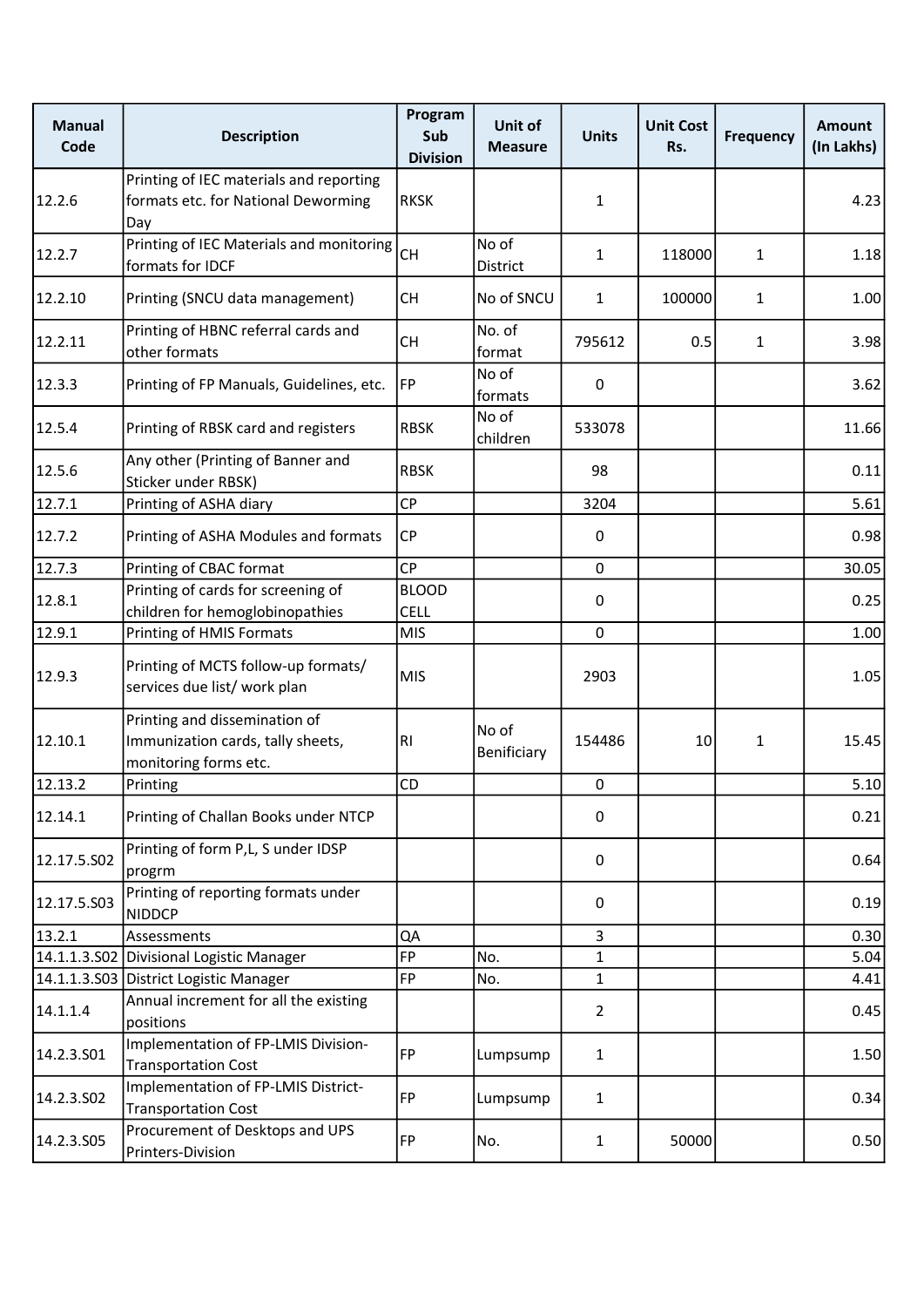| Manual Code | Description | Program Sub Division | Unit of Measure | Units | Unit Cost Rs. | Frequency | Amount (In Lakhs) |
|---|---|---|---|---|---|---|---|
| 12.2.6 | Printing of IEC materials and reporting formats etc. for National Deworming Day | RKSK | | 1 | | | 4.23 |
| 12.2.7 | Printing of IEC Materials and monitoring formats for IDCF | CH | No of District | 1 | 118000 | 1 | 1.18 |
| 12.2.10 | Printing (SNCU data management) | CH | No of SNCU | 1 | 100000 | 1 | 1.00 |
| 12.2.11 | Printing of HBNC referral cards and other formats | CH | No. of format | 795612 | 0.5 | 1 | 3.98 |
| 12.3.3 | Printing of FP Manuals, Guidelines, etc. | FP | No of formats | 0 | | | 3.62 |
| 12.5.4 | Printing of RBSK card and registers | RBSK | No of children | 533078 | | | 11.66 |
| 12.5.6 | Any other (Printing of Banner and Sticker under RBSK) | RBSK | | 98 | | | 0.11 |
| 12.7.1 | Printing of ASHA diary | CP | | 3204 | | | 5.61 |
| 12.7.2 | Printing of ASHA Modules and formats | CP | | 0 | | | 0.98 |
| 12.7.3 | Printing of CBAC format | CP | | 0 | | | 30.05 |
| 12.8.1 | Printing of cards for screening of children for hemoglobinopathies | BLOOD CELL | | 0 | | | 0.25 |
| 12.9.1 | Printing of HMIS Formats | MIS | | 0 | | | 1.00 |
| 12.9.3 | Printing of MCTS follow-up formats/ services due list/ work plan | MIS | | 2903 | | | 1.05 |
| 12.10.1 | Printing and dissemination of Immunization cards, tally sheets, monitoring forms etc. | RI | No of Benificiary | 154486 | 10 | 1 | 15.45 |
| 12.13.2 | Printing | CD | | 0 | | | 5.10 |
| 12.14.1 | Printing of Challan Books under NTCP | | | 0 | | | 0.21 |
| 12.17.5.S02 | Printing of form P,L, S under IDSP progrm | | | 0 | | | 0.64 |
| 12.17.5.S03 | Printing of reporting formats under NIDDCP | | | 0 | | | 0.19 |
| 13.2.1 | Assessments | QA | | 3 | | | 0.30 |
| 14.1.1.3.S02 | Divisional Logistic Manager | FP | No. | 1 | | | 5.04 |
| 14.1.1.3.S03 | District Logistic Manager | FP | No. | 1 | | | 4.41 |
| 14.1.1.4 | Annual increment for all the existing positions | | | 2 | | | 0.45 |
| 14.2.3.S01 | Implementation of FP-LMIS Division-Transportation Cost | FP | Lumpsump | 1 | | | 1.50 |
| 14.2.3.S02 | Implementation of FP-LMIS District-Transportation Cost | FP | Lumpsump | 1 | | | 0.34 |
| 14.2.3.S05 | Procurement of Desktops and UPS Printers-Division | FP | No. | 1 | 50000 | | 0.50 |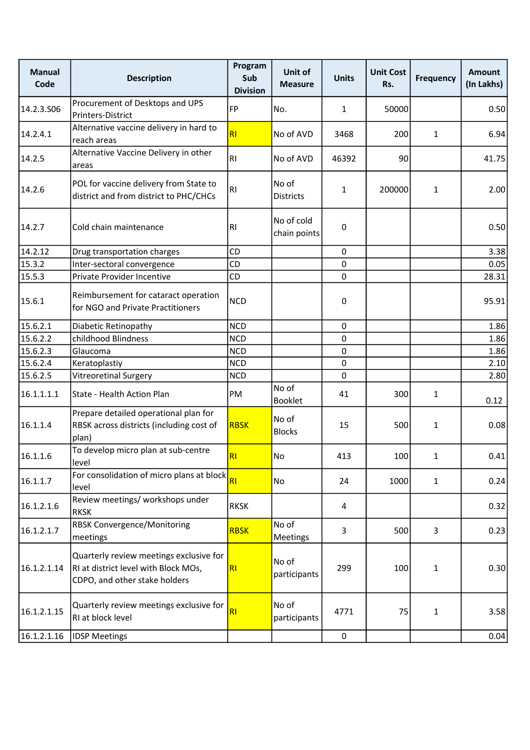| Manual Code | Description | Program Sub Division | Unit of Measure | Units | Unit Cost Rs. | Frequency | Amount (In Lakhs) |
|---|---|---|---|---|---|---|---|
| 14.2.3.S06 | Procurement of Desktops and UPS Printers-District | FP | No. | 1 | 50000 | | 0.50 |
| 14.2.4.1 | Alternative vaccine delivery in hard to reach areas | RI | No of AVD | 3468 | 200 | 1 | 6.94 |
| 14.2.5 | Alternative Vaccine Delivery in other areas | RI | No of AVD | 46392 | 90 | | 41.75 |
| 14.2.6 | POL for vaccine delivery from State to district and from district to PHC/CHCs | RI | No of Districts | 1 | 200000 | 1 | 2.00 |
| 14.2.7 | Cold chain maintenance | RI | No of cold chain points | 0 | | | 0.50 |
| 14.2.12 | Drug transportation charges | CD | | 0 | | | 3.38 |
| 15.3.2 | Inter-sectoral convergence | CD | | 0 | | | 0.05 |
| 15.5.3 | Private Provider Incentive | CD | | 0 | | | 28.31 |
| 15.6.1 | Reimbursement for cataract operation for NGO and Private Practitioners | NCD | | 0 | | | 95.91 |
| 15.6.2.1 | Diabetic Retinopathy | NCD | | 0 | | | 1.86 |
| 15.6.2.2 | childhood Blindness | NCD | | 0 | | | 1.86 |
| 15.6.2.3 | Glaucoma | NCD | | 0 | | | 1.86 |
| 15.6.2.4 | Keratoplastiy | NCD | | 0 | | | 2.10 |
| 15.6.2.5 | Vitreoretinal Surgery | NCD | | 0 | | | 2.80 |
| 16.1.1.1.1 | State - Health Action Plan | PM | No of Booklet | 41 | 300 | 1 | 0.12 |
| 16.1.1.4 | Prepare detailed operational plan for RBSK across districts (including cost of plan) | RBSK | No of Blocks | 15 | 500 | 1 | 0.08 |
| 16.1.1.6 | To develop micro plan at sub-centre level | RI | No | 413 | 100 | 1 | 0.41 |
| 16.1.1.7 | For consolidation of micro plans at block level | RI | No | 24 | 1000 | 1 | 0.24 |
| 16.1.2.1.6 | Review meetings/ workshops under RKSK | RKSK | | 4 | | | 0.32 |
| 16.1.2.1.7 | RBSK Convergence/Monitoring meetings | RBSK | No of Meetings | 3 | 500 | 3 | 0.23 |
| 16.1.2.1.14 | Quarterly review meetings exclusive for RI at district level with Block MOs, CDPO, and other stake holders | RI | No of participants | 299 | 100 | 1 | 0.30 |
| 16.1.2.1.15 | Quarterly review meetings exclusive for RI at block level | RI | No of participants | 4771 | 75 | 1 | 3.58 |
| 16.1.2.1.16 | IDSP Meetings | | | 0 | | | 0.04 |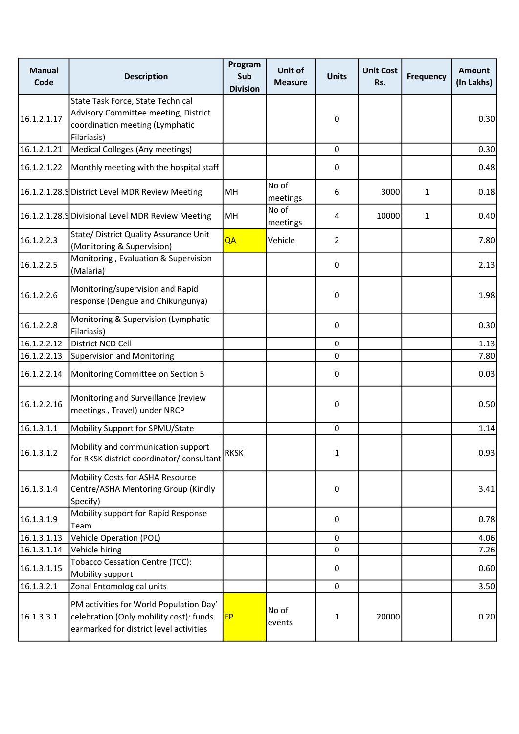| Manual Code | Description | Program Sub Division | Unit of Measure | Units | Unit Cost Rs. | Frequency | Amount (In Lakhs) |
|---|---|---|---|---|---|---|---|
| 16.1.2.1.17 | State Task Force, State Technical Advisory Committee meeting, District coordination meeting (Lymphatic Filariasis) | | | 0 | | | 0.30 |
| 16.1.2.1.21 | Medical Colleges (Any meetings) | | | 0 | | | 0.30 |
| 16.1.2.1.22 | Monthly meeting with the hospital staff | | | 0 | | | 0.48 |
| 16.1.2.1.28.S | District Level MDR Review Meeting | MH | No of meetings | 6 | 3000 | 1 | 0.18 |
| 16.1.2.1.28.S | Divisional Level MDR Review Meeting | MH | No of meetings | 4 | 10000 | 1 | 0.40 |
| 16.1.2.2.3 | State/ District Quality Assurance Unit (Monitoring & Supervision) | QA | Vehicle | 2 | | | 7.80 |
| 16.1.2.2.5 | Monitoring , Evaluation & Supervision (Malaria) | | | 0 | | | 2.13 |
| 16.1.2.2.6 | Monitoring/supervision and Rapid response (Dengue and Chikungunya) | | | 0 | | | 1.98 |
| 16.1.2.2.8 | Monitoring & Supervision (Lymphatic Filariasis) | | | 0 | | | 0.30 |
| 16.1.2.2.12 | District NCD Cell | | | 0 | | | 1.13 |
| 16.1.2.2.13 | Supervision and Monitoring | | | 0 | | | 7.80 |
| 16.1.2.2.14 | Monitoring Committee on Section 5 | | | 0 | | | 0.03 |
| 16.1.2.2.16 | Monitoring and Surveillance (review meetings , Travel) under NRCP | | | 0 | | | 0.50 |
| 16.1.3.1.1 | Mobility Support for SPMU/State | | | 0 | | | 1.14 |
| 16.1.3.1.2 | Mobility and communication support for RKSK district coordinator/ consultant | RKSK | | 1 | | | 0.93 |
| 16.1.3.1.4 | Mobility Costs for ASHA Resource Centre/ASHA Mentoring Group (Kindly Specify) | | | 0 | | | 3.41 |
| 16.1.3.1.9 | Mobility support for Rapid Response Team | | | 0 | | | 0.78 |
| 16.1.3.1.13 | Vehicle Operation (POL) | | | 0 | | | 4.06 |
| 16.1.3.1.14 | Vehicle hiring | | | 0 | | | 7.26 |
| 16.1.3.1.15 | Tobacco Cessation Centre (TCC): Mobility support | | | 0 | | | 0.60 |
| 16.1.3.2.1 | Zonal Entomological units | | | 0 | | | 3.50 |
| 16.1.3.3.1 | PM activities for World Population Day' celebration (Only mobility cost): funds earmarked for district level activities | FP | No of events | 1 | 20000 | | 0.20 |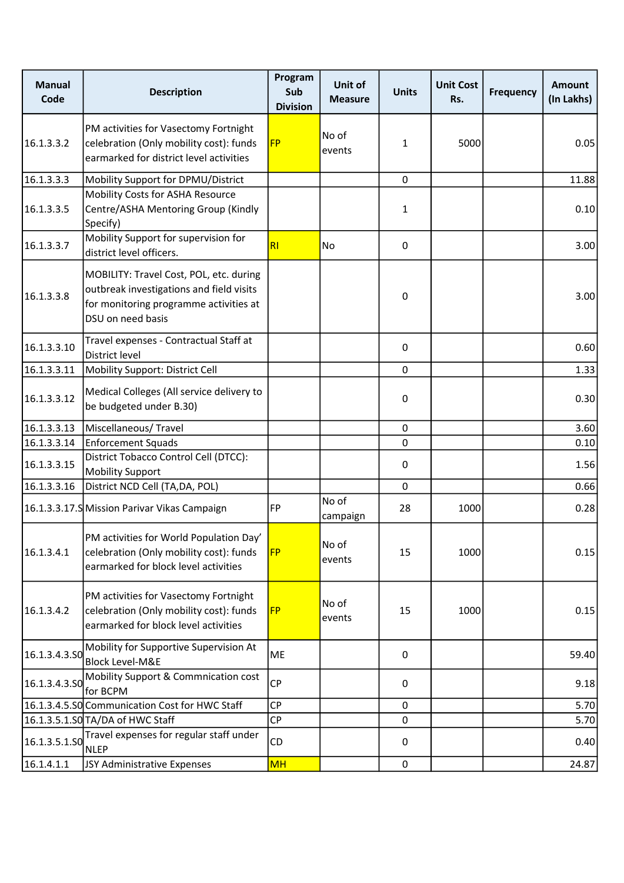| Manual Code | Description | Program Sub Division | Unit of Measure | Units | Unit Cost Rs. | Frequency | Amount (In Lakhs) |
|---|---|---|---|---|---|---|---|
| 16.1.3.3.2 | PM activities for Vasectomy Fortnight celebration (Only mobility cost): funds earmarked for district level activities | FP | No of events | 1 | 5000 | | 0.05 |
| 16.1.3.3.3 | Mobility Support for DPMU/District | | | 0 | | | 11.88 |
| 16.1.3.3.5 | Mobility Costs for ASHA Resource Centre/ASHA Mentoring Group (Kindly Specify) | | | 1 | | | 0.10 |
| 16.1.3.3.7 | Mobility Support for supervision for district level officers. | RI | No | 0 | | | 3.00 |
| 16.1.3.3.8 | MOBILITY: Travel Cost, POL, etc. during outbreak investigations and field visits for monitoring programme activities at DSU on need basis | | | 0 | | | 3.00 |
| 16.1.3.3.10 | Travel expenses - Contractual Staff at District level | | | 0 | | | 0.60 |
| 16.1.3.3.11 | Mobility Support: District Cell | | | 0 | | | 1.33 |
| 16.1.3.3.12 | Medical Colleges (All service delivery to be budgeted under B.30) | | | 0 | | | 0.30 |
| 16.1.3.3.13 | Miscellaneous/ Travel | | | 0 | | | 3.60 |
| 16.1.3.3.14 | Enforcement Squads | | | 0 | | | 0.10 |
| 16.1.3.3.15 | District Tobacco Control Cell (DTCC): Mobility Support | | | 0 | | | 1.56 |
| 16.1.3.3.16 | District NCD Cell (TA,DA, POL) | | | 0 | | | 0.66 |
| 16.1.3.3.17.S | Mission Parivar Vikas Campaign | FP | No of campaign | 28 | 1000 | | 0.28 |
| 16.1.3.4.1 | PM activities for World Population Day' celebration (Only mobility cost): funds earmarked for block level activities | FP | No of events | 15 | 1000 | | 0.15 |
| 16.1.3.4.2 | PM activities for Vasectomy Fortnight celebration (Only mobility cost): funds earmarked for block level activities | FP | No of events | 15 | 1000 | | 0.15 |
| 16.1.3.4.3.S0 | Mobility for Supportive Supervision At Block Level-M&E | ME | | 0 | | | 59.40 |
| 16.1.3.4.3.S0 | Mobility Support & Commnication cost for BCPM | CP | | 0 | | | 9.18 |
| 16.1.3.4.5.S0 | Communication Cost for HWC Staff | CP | | 0 | | | 5.70 |
| 16.1.3.5.1.S0 | TA/DA of HWC Staff | CP | | 0 | | | 5.70 |
| 16.1.3.5.1.S0 | Travel expenses for regular staff under NLEP | CD | | 0 | | | 0.40 |
| 16.1.4.1.1 | JSY Administrative Expenses | MH | | 0 | | | 24.87 |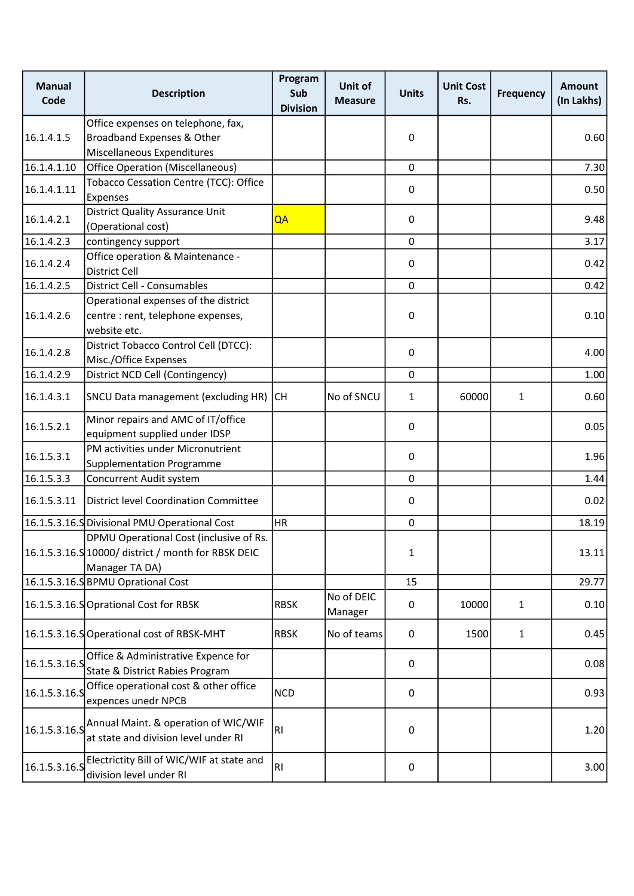| Manual Code | Description | Program Sub Division | Unit of Measure | Units | Unit Cost Rs. | Frequency | Amount (In Lakhs) |
|---|---|---|---|---|---|---|---|
| 16.1.4.1.5 | Office expenses on telephone, fax, Broadband Expenses & Other Miscellaneous Expenditures | | | 0 | | | 0.60 |
| 16.1.4.1.10 | Office Operation (Miscellaneous) | | | 0 | | | 7.30 |
| 16.1.4.1.11 | Tobacco Cessation Centre (TCC): Office Expenses | | | 0 | | | 0.50 |
| 16.1.4.2.1 | District Quality Assurance Unit (Operational cost) | QA | | 0 | | | 9.48 |
| 16.1.4.2.3 | contingency support | | | 0 | | | 3.17 |
| 16.1.4.2.4 | Office operation & Maintenance - District Cell | | | 0 | | | 0.42 |
| 16.1.4.2.5 | District Cell - Consumables | | | 0 | | | 0.42 |
| 16.1.4.2.6 | Operational expenses of the district centre : rent, telephone expenses, website etc. | | | 0 | | | 0.10 |
| 16.1.4.2.8 | District Tobacco Control Cell (DTCC): Misc./Office Expenses | | | 0 | | | 4.00 |
| 16.1.4.2.9 | District NCD Cell (Contingency) | | | 0 | | | 1.00 |
| 16.1.4.3.1 | SNCU Data management (excluding HR) | CH | No of SNCU | 1 | 60000 | 1 | 0.60 |
| 16.1.5.2.1 | Minor repairs and AMC of IT/office equipment supplied under IDSP | | | 0 | | | 0.05 |
| 16.1.5.3.1 | PM activities under Micronutrient Supplementation Programme | | | 0 | | | 1.96 |
| 16.1.5.3.3 | Concurrent Audit system | | | 0 | | | 1.44 |
| 16.1.5.3.11 | District level Coordination Committee | | | 0 | | | 0.02 |
| 16.1.5.3.16.S | Divisional PMU Operational Cost | HR | | 0 | | | 18.19 |
| 16.1.5.3.16.S | DPMU Operational Cost (inclusive of Rs. 10000/ district / month for RBSK DEIC Manager TA DA) | | | 1 | | | 13.11 |
| 16.1.5.3.16.S | BPMU Oprational Cost | | | 15 | | | 29.77 |
| 16.1.5.3.16.S | Oprational Cost for RBSK | RBSK | No of DEIC Manager | 0 | 10000 | 1 | 0.10 |
| 16.1.5.3.16.S | Operational cost of RBSK-MHT | RBSK | No of teams | 0 | 1500 | 1 | 0.45 |
| 16.1.5.3.16.S | Office & Administrative Expence for State & District Rabies Program | | | 0 | | | 0.08 |
| 16.1.5.3.16.S | Office operational cost & other office expences unedr NPCB | NCD | | 0 | | | 0.93 |
| 16.1.5.3.16.S | Annual Maint. & operation of WIC/WIF at state and division level under RI | RI | | 0 | | | 1.20 |
| 16.1.5.3.16.S | Electrictity Bill of WIC/WIF at state and division level under RI | RI | | 0 | | | 3.00 |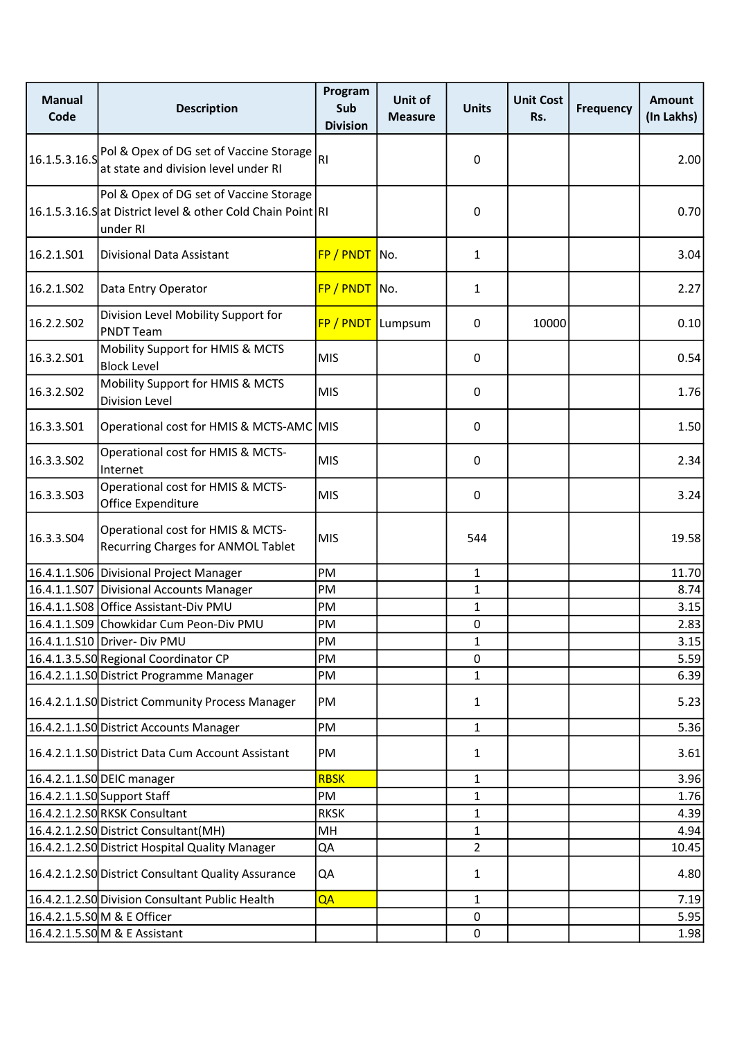| Manual Code | Description | Program Sub Division | Unit of Measure | Units | Unit Cost Rs. | Frequency | Amount (In Lakhs) |
|---|---|---|---|---|---|---|---|
| 16.1.5.3.16.S | Pol & Opex of DG set of Vaccine Storage at state and division level under RI | RI | | 0 | | | 2.00 |
| 16.1.5.3.16.S | Pol & Opex of DG set of Vaccine Storage at District level & other Cold Chain Point under RI | RI | | 0 | | | 0.70 |
| 16.2.1.S01 | Divisional Data Assistant | FP / PNDT | No. | 1 | | | 3.04 |
| 16.2.1.S02 | Data Entry Operator | FP / PNDT | No. | 1 | | | 2.27 |
| 16.2.2.S02 | Division Level Mobility Support for PNDT Team | FP / PNDT | Lumpsum | 0 | 10000 | | 0.10 |
| 16.3.2.S01 | Mobility Support for HMIS & MCTS Block Level | MIS | | 0 | | | 0.54 |
| 16.3.2.S02 | Mobility Support for HMIS & MCTS Division Level | MIS | | 0 | | | 1.76 |
| 16.3.3.S01 | Operational cost for HMIS & MCTS-AMC | MIS | | 0 | | | 1.50 |
| 16.3.3.S02 | Operational cost for HMIS & MCTS-Internet | MIS | | 0 | | | 2.34 |
| 16.3.3.S03 | Operational cost for HMIS & MCTS-Office Expenditure | MIS | | 0 | | | 3.24 |
| 16.3.3.S04 | Operational cost for HMIS & MCTS-Recurring Charges for ANMOL Tablet | MIS | | 544 | | | 19.58 |
| 16.4.1.1.S06 | Divisional Project Manager | PM | | 1 | | | 11.70 |
| 16.4.1.1.S07 | Divisional Accounts Manager | PM | | 1 | | | 8.74 |
| 16.4.1.1.S08 | Office Assistant-Div PMU | PM | | 1 | | | 3.15 |
| 16.4.1.1.S09 | Chowkidar Cum Peon-Div PMU | PM | | 0 | | | 2.83 |
| 16.4.1.1.S10 | Driver- Div PMU | PM | | 1 | | | 3.15 |
| 16.4.1.3.5.S0 | Regional Coordinator CP | PM | | 0 | | | 5.59 |
| 16.4.2.1.1.S0 | District Programme Manager | PM | | 1 | | | 6.39 |
| 16.4.2.1.1.S0 | District Community Process Manager | PM | | 1 | | | 5.23 |
| 16.4.2.1.1.S0 | District Accounts Manager | PM | | 1 | | | 5.36 |
| 16.4.2.1.1.S0 | District Data Cum Account Assistant | PM | | 1 | | | 3.61 |
| 16.4.2.1.1.S0 | DEIC manager | RBSK | | 1 | | | 3.96 |
| 16.4.2.1.1.S0 | Support Staff | PM | | 1 | | | 1.76 |
| 16.4.2.1.2.S0 | RKSK Consultant | RKSK | | 1 | | | 4.39 |
| 16.4.2.1.2.S0 | District Consultant(MH) | MH | | 1 | | | 4.94 |
| 16.4.2.1.2.S0 | District Hospital Quality Manager | QA | | 2 | | | 10.45 |
| 16.4.2.1.2.S0 | District Consultant Quality Assurance | QA | | 1 | | | 4.80 |
| 16.4.2.1.2.S0 | Division Consultant Public Health | QA | | 1 | | | 7.19 |
| 16.4.2.1.5.S0 | M & E Officer | | | 0 | | | 5.95 |
| 16.4.2.1.5.S0 | M & E Assistant | | | 0 | | | 1.98 |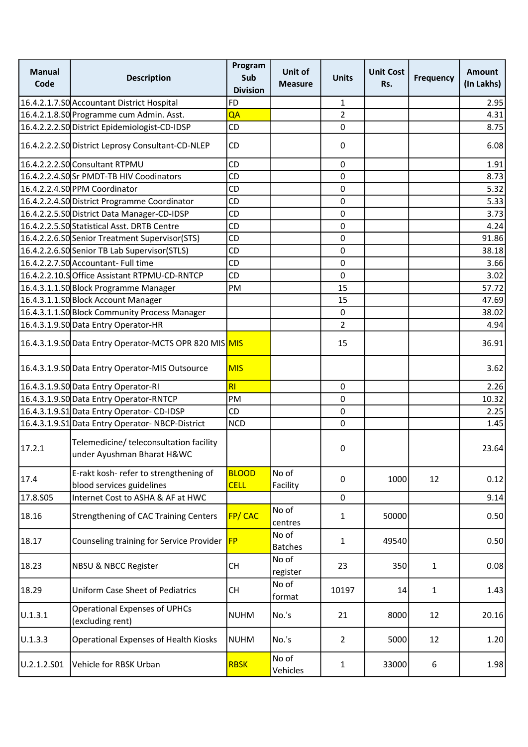| Manual Code | Description | Program Sub Division | Unit of Measure | Units | Unit Cost Rs. | Frequency | Amount (In Lakhs) |
|---|---|---|---|---|---|---|---|
| 16.4.2.1.7.S0 | Accountant District Hospital | FD | | 1 | | | 2.95 |
| 16.4.2.1.8.S0 | Programme cum Admin. Asst. | QA | | 2 | | | 4.31 |
| 16.4.2.2.2.S0 | District Epidemiologist-CD-IDSP | CD | | 0 | | | 8.75 |
| 16.4.2.2.2.S0 | District Leprosy Consultant-CD-NLEP | CD | | 0 | | | 6.08 |
| 16.4.2.2.2.S0 | Consultant RTPMU | CD | | 0 | | | 1.91 |
| 16.4.2.2.4.S0 | Sr PMDT-TB HIV Coodinators | CD | | 0 | | | 8.73 |
| 16.4.2.2.4.S0 | PPM Coordinator | CD | | 0 | | | 5.32 |
| 16.4.2.2.4.S0 | District Programme Coordinator | CD | | 0 | | | 5.33 |
| 16.4.2.2.5.S0 | District Data Manager-CD-IDSP | CD | | 0 | | | 3.73 |
| 16.4.2.2.5.S0 | Statistical Asst. DRTB Centre | CD | | 0 | | | 4.24 |
| 16.4.2.2.6.S0 | Senior Treatment Supervisor(STS) | CD | | 0 | | | 91.86 |
| 16.4.2.2.6.S0 | Senior TB Lab Supervisor(STLS) | CD | | 0 | | | 38.18 |
| 16.4.2.2.7.S0 | Accountant- Full time | CD | | 0 | | | 3.66 |
| 16.4.2.2.10.S | Office Assistant RTPMU-CD-RNTCP | CD | | 0 | | | 3.02 |
| 16.4.3.1.1.S0 | Block Programme Manager | PM | | 15 | | | 57.72 |
| 16.4.3.1.1.S0 | Block Account Manager | | | 15 | | | 47.69 |
| 16.4.3.1.1.S0 | Block Community Process Manager | | | 0 | | | 38.02 |
| 16.4.3.1.9.S0 | Data Entry Operator-HR | | | 2 | | | 4.94 |
| 16.4.3.1.9.S0 | Data Entry Operator-MCTS OPR 820 MIS | MIS | | 15 | | | 36.91 |
| 16.4.3.1.9.S0 | Data Entry Operator-MIS Outsource | MIS | | | | | 3.62 |
| 16.4.3.1.9.S0 | Data Entry Operator-RI | RI | | 0 | | | 2.26 |
| 16.4.3.1.9.S0 | Data Entry Operator-RNTCP | PM | | 0 | | | 10.32 |
| 16.4.3.1.9.S1 | Data Entry Operator- CD-IDSP | CD | | 0 | | | 2.25 |
| 16.4.3.1.9.S1 | Data Entry Operator- NBCP-District | NCD | | 0 | | | 1.45 |
| 17.2.1 | Telemedicine/ teleconsultation facility under Ayushman Bharat H&WC | | | 0 | | | 23.64 |
| 17.4 | E-rakt kosh- refer to strengthening of blood services guidelines | BLOOD CELL | No of Facility | 0 | 1000 | 12 | 0.12 |
| 17.8.S05 | Internet Cost to ASHA & AF at HWC | | | 0 | | | 9.14 |
| 18.16 | Strengthening of CAC Training Centers | FP/ CAC | No of centres | 1 | 50000 | | 0.50 |
| 18.17 | Counseling training for Service Provider | FP | No of Batches | 1 | 49540 | | 0.50 |
| 18.23 | NBSU & NBCC Register | CH | No of register | 23 | 350 | 1 | 0.08 |
| 18.29 | Uniform Case Sheet of Pediatrics | CH | No of format | 10197 | 14 | 1 | 1.43 |
| U.1.3.1 | Operational Expenses of UPHCs (excluding rent) | NUHM | No.'s | 21 | 8000 | 12 | 20.16 |
| U.1.3.3 | Operational Expenses of Health Kiosks | NUHM | No.'s | 2 | 5000 | 12 | 1.20 |
| U.2.1.2.S01 | Vehicle for RBSK Urban | RBSK | No of Vehicles | 1 | 33000 | 6 | 1.98 |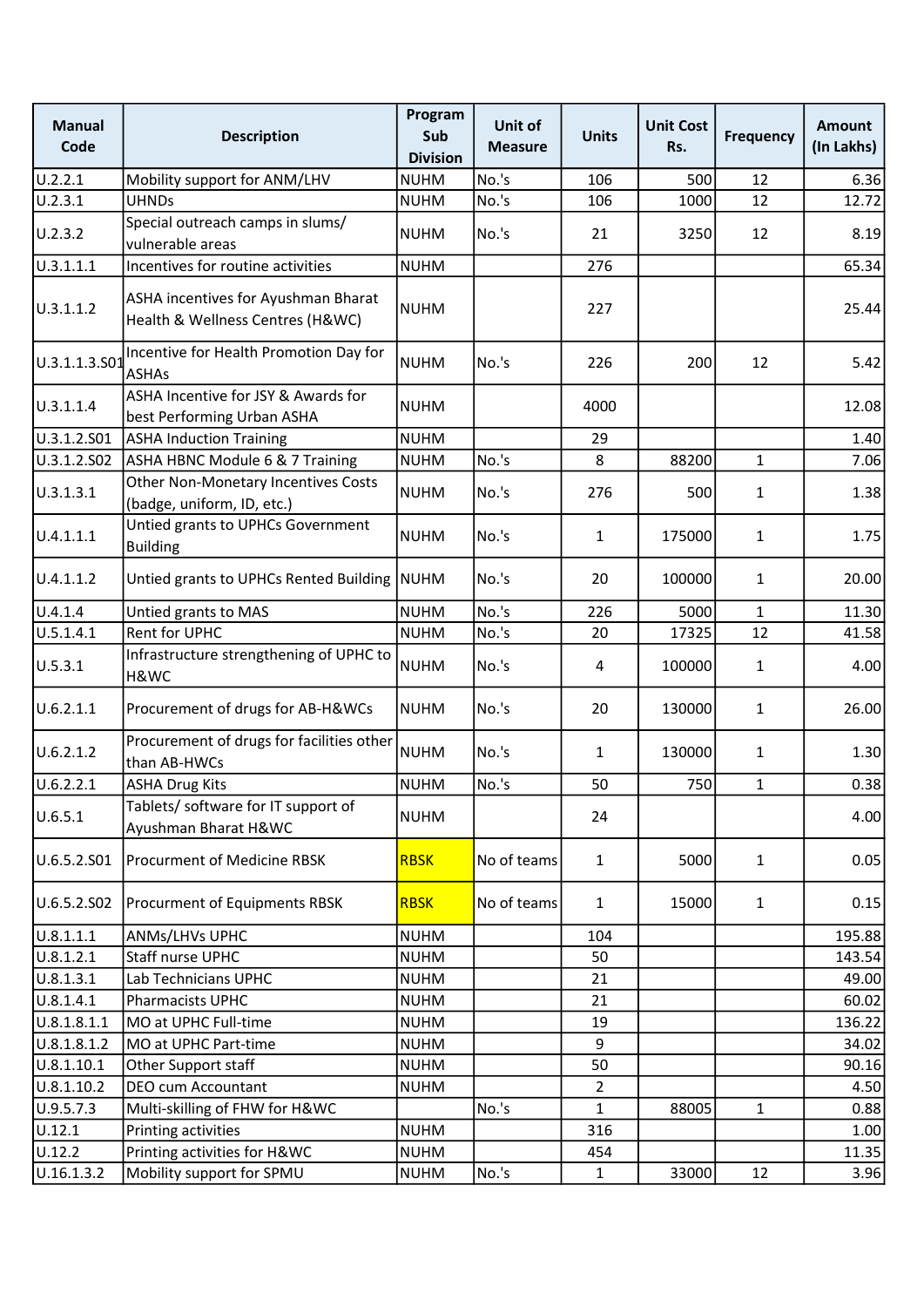| Manual Code | Description | Program Sub Division | Unit of Measure | Units | Unit Cost Rs. | Frequency | Amount (In Lakhs) |
|---|---|---|---|---|---|---|---|
| U.2.2.1 | Mobility support for ANM/LHV | NUHM | No.'s | 106 | 500 | 12 | 6.36 |
| U.2.3.1 | UHNDs | NUHM | No.'s | 106 | 1000 | 12 | 12.72 |
| U.2.3.2 | Special outreach camps in slums/ vulnerable areas | NUHM | No.'s | 21 | 3250 | 12 | 8.19 |
| U.3.1.1.1 | Incentives for routine activities | NUHM | | 276 | | | 65.34 |
| U.3.1.1.2 | ASHA incentives for Ayushman Bharat Health & Wellness Centres (H&WC) | NUHM | | 227 | | | 25.44 |
| U.3.1.1.3.S01 | Incentive for Health Promotion Day for ASHAs | NUHM | No.'s | 226 | 200 | 12 | 5.42 |
| U.3.1.1.4 | ASHA Incentive for JSY & Awards for best Performing Urban ASHA | NUHM | | 4000 | | | 12.08 |
| U.3.1.2.S01 | ASHA Induction Training | NUHM | | 29 | | | 1.40 |
| U.3.1.2.S02 | ASHA HBNC Module 6 & 7 Training | NUHM | No.'s | 8 | 88200 | 1 | 7.06 |
| U.3.1.3.1 | Other Non-Monetary Incentives Costs (badge, uniform, ID, etc.) | NUHM | No.'s | 276 | 500 | 1 | 1.38 |
| U.4.1.1.1 | Untied grants to UPHCs Government Building | NUHM | No.'s | 1 | 175000 | 1 | 1.75 |
| U.4.1.1.2 | Untied grants to UPHCs Rented Building | NUHM | No.'s | 20 | 100000 | 1 | 20.00 |
| U.4.1.4 | Untied grants to MAS | NUHM | No.'s | 226 | 5000 | 1 | 11.30 |
| U.5.1.4.1 | Rent for UPHC | NUHM | No.'s | 20 | 17325 | 12 | 41.58 |
| U.5.3.1 | Infrastructure strengthening of UPHC to H&WC | NUHM | No.'s | 4 | 100000 | 1 | 4.00 |
| U.6.2.1.1 | Procurement of drugs for AB-H&WCs | NUHM | No.'s | 20 | 130000 | 1 | 26.00 |
| U.6.2.1.2 | Procurement of drugs for facilities other than AB-HWCs | NUHM | No.'s | 1 | 130000 | 1 | 1.30 |
| U.6.2.2.1 | ASHA Drug Kits | NUHM | No.'s | 50 | 750 | 1 | 0.38 |
| U.6.5.1 | Tablets/ software for IT support of Ayushman Bharat H&WC | NUHM | | 24 | | | 4.00 |
| U.6.5.2.S01 | Procurment of Medicine RBSK | RBSK | No of teams | 1 | 5000 | 1 | 0.05 |
| U.6.5.2.S02 | Procurment of Equipments RBSK | RBSK | No of teams | 1 | 15000 | 1 | 0.15 |
| U.8.1.1.1 | ANMs/LHVs UPHC | NUHM | | 104 | | | 195.88 |
| U.8.1.2.1 | Staff nurse UPHC | NUHM | | 50 | | | 143.54 |
| U.8.1.3.1 | Lab Technicians UPHC | NUHM | | 21 | | | 49.00 |
| U.8.1.4.1 | Pharmacists UPHC | NUHM | | 21 | | | 60.02 |
| U.8.1.8.1.1 | MO at UPHC Full-time | NUHM | | 19 | | | 136.22 |
| U.8.1.8.1.2 | MO at UPHC Part-time | NUHM | | 9 | | | 34.02 |
| U.8.1.10.1 | Other Support staff | NUHM | | 50 | | | 90.16 |
| U.8.1.10.2 | DEO cum Accountant | NUHM | | 2 | | | 4.50 |
| U.9.5.7.3 | Multi-skilling of FHW for H&WC | | No.'s | 1 | 88005 | 1 | 0.88 |
| U.12.1 | Printing activities | NUHM | | 316 | | | 1.00 |
| U.12.2 | Printing activities for H&WC | NUHM | | 454 | | | 11.35 |
| U.16.1.3.2 | Mobility support for SPMU | NUHM | No.'s | 1 | 33000 | 12 | 3.96 |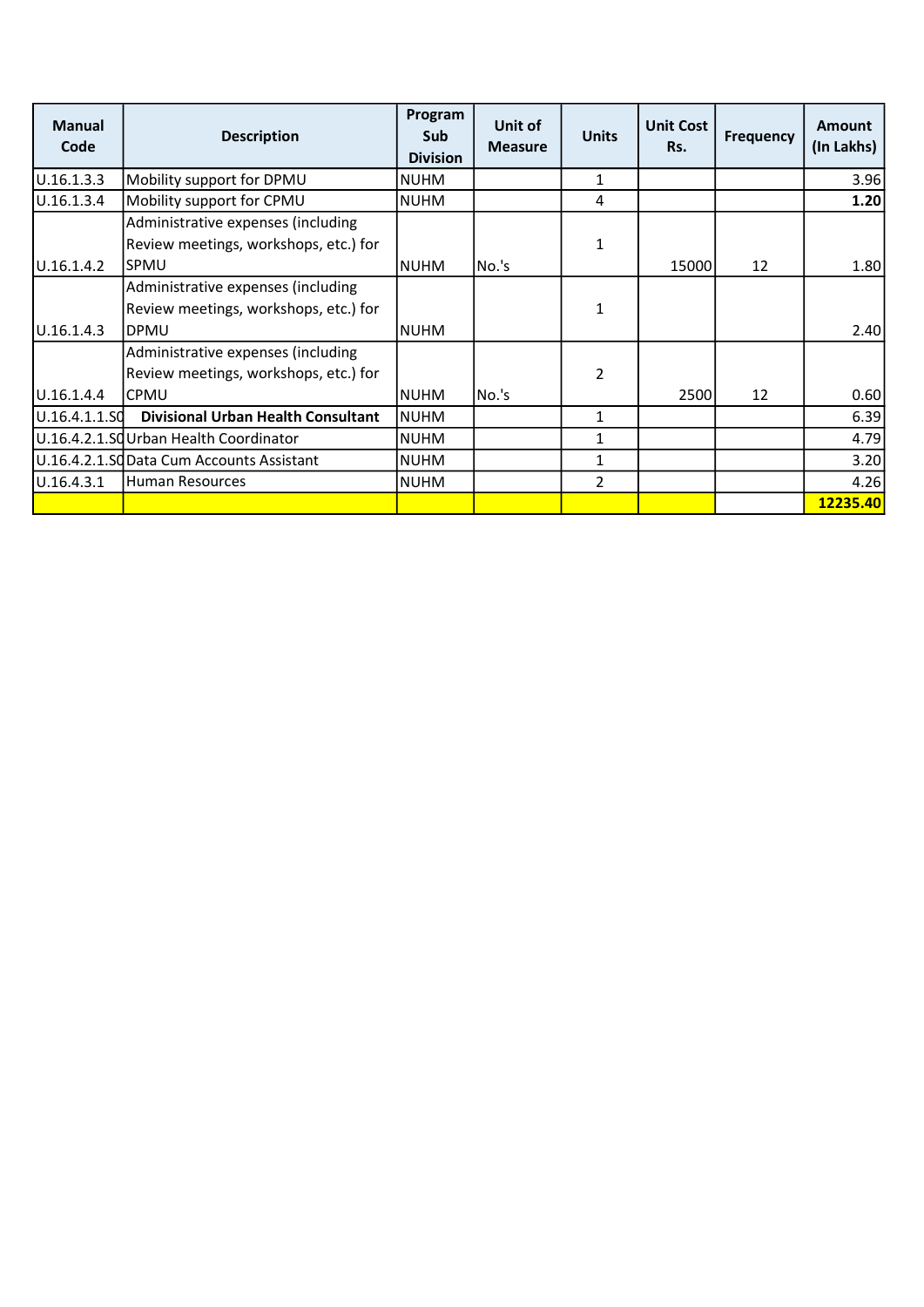| Manual Code | Description | Program Sub Division | Unit of Measure | Units | Unit Cost Rs. | Frequency | Amount (In Lakhs) |
|---|---|---|---|---|---|---|---|
| U.16.1.3.3 | Mobility support for DPMU | NUHM | | 1 | | | 3.96 |
| U.16.1.3.4 | Mobility support for CPMU | NUHM | | 4 | | | **1.20** |
| U.16.1.4.2 | Administrative expenses (including Review meetings, workshops, etc.) for SPMU | NUHM | No.'s | 1 | 15000 | 12 | 1.80 |
| U.16.1.4.3 | Administrative expenses (including Review meetings, workshops, etc.) for DPMU | NUHM | | 1 | | | 2.40 |
| U.16.1.4.4 | Administrative expenses (including Review meetings, workshops, etc.) for CPMU | NUHM | No.'s | 2 | 2500 | 12 | 0.60 |
| U.16.4.1.1.S0 | **Divisional Urban Health Consultant** | NUHM | | 1 | | | 6.39 |
| U.16.4.2.1.S0 | Urban Health Coordinator | NUHM | | 1 | | | 4.79 |
| U.16.4.2.1.S0 | Data Cum Accounts Assistant | NUHM | | 1 | | | 3.20 |
| U.16.4.3.1 | Human Resources | NUHM | | 2 | | | 4.26 |
| | | | | | | | **12235.40** |